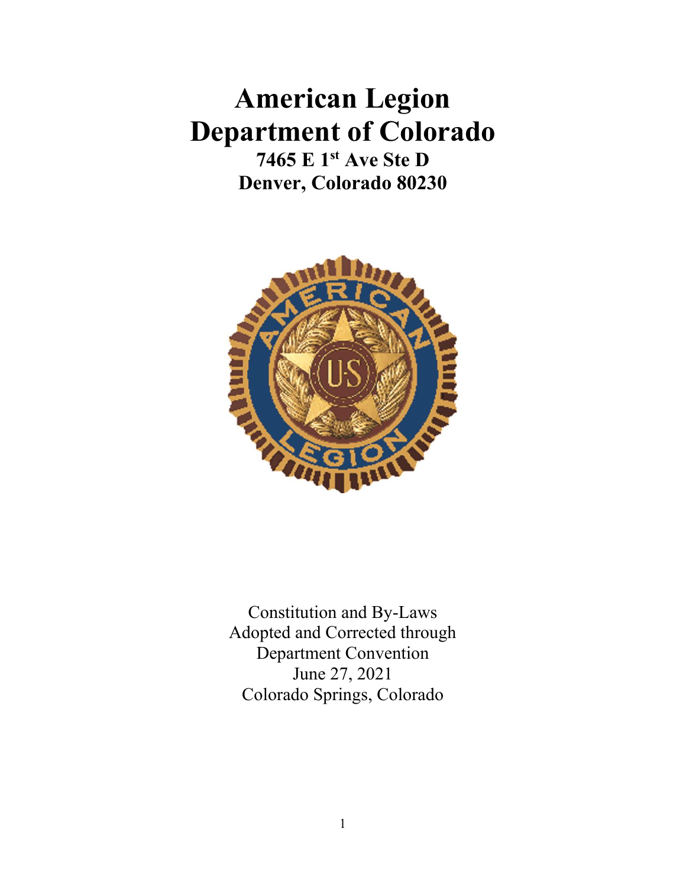# American Legion
# Department of Colorado

**7465 E 1st Ave Ste D**
**Denver, Colorado 80230**

Constitution and By-Laws
Adopted and Corrected through
Department Convention
June 27, 2021
Colorado Springs, Colorado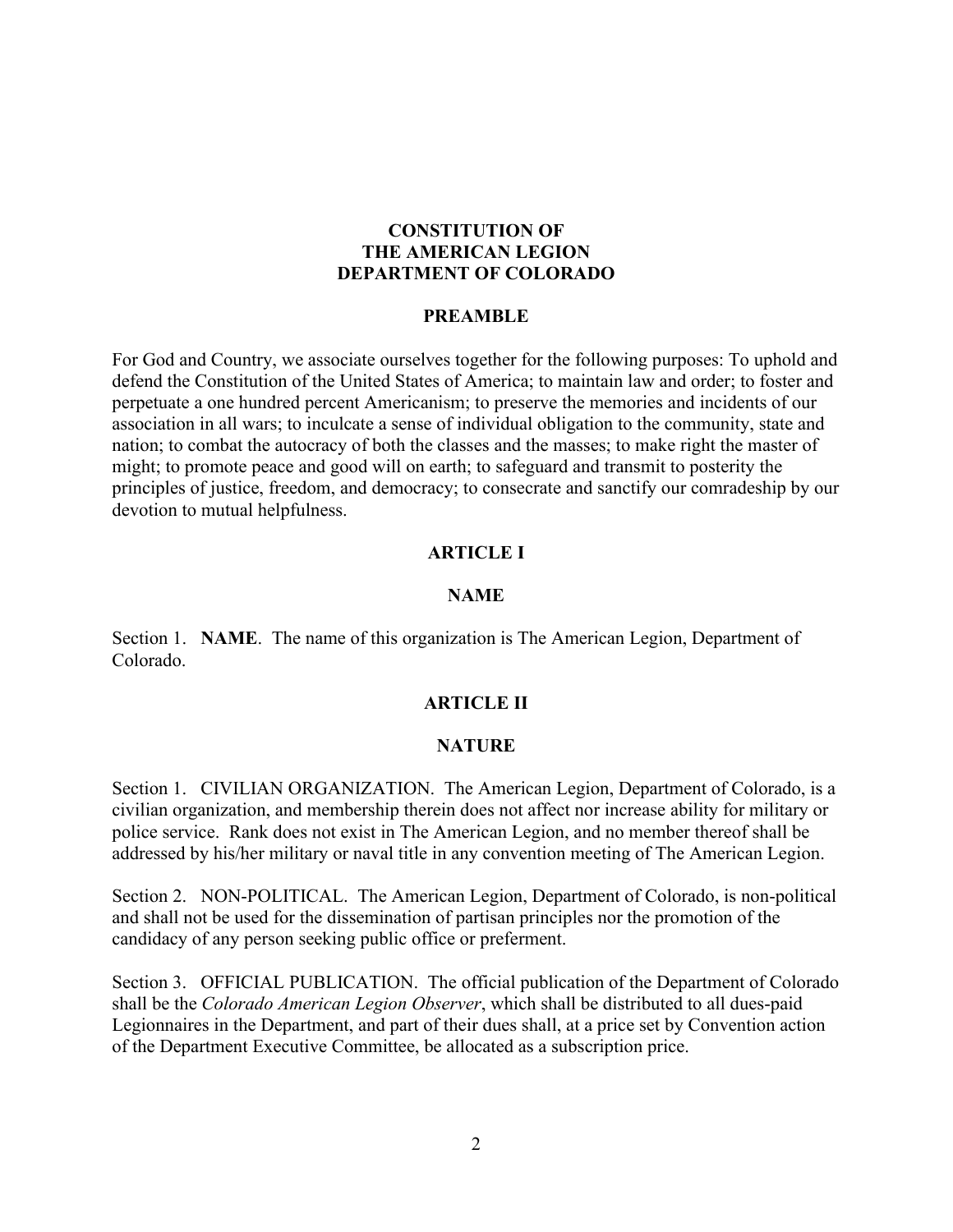# CONSTITUTION OF THE AMERICAN LEGION DEPARTMENT OF COLORADO

## PREAMBLE

For God and Country, we associate ourselves together for the following purposes: To uphold and defend the Constitution of the United States of America; to maintain law and order; to foster and perpetuate a one hundred percent Americanism; to preserve the memories and incidents of our association in all wars; to inculcate a sense of individual obligation to the community, state and nation; to combat the autocracy of both the classes and the masses; to make right the master of might; to promote peace and good will on earth; to safeguard and transmit to posterity the principles of justice, freedom, and democracy; to consecrate and sanctify our comradeship by our devotion to mutual helpfulness.

## ARTICLE I

### NAME

Section 1. **NAME**. The name of this organization is The American Legion, Department of Colorado.

## ARTICLE II

### NATURE

Section 1. CIVILIAN ORGANIZATION. The American Legion, Department of Colorado, is a civilian organization, and membership therein does not affect nor increase ability for military or police service. Rank does not exist in The American Legion, and no member thereof shall be addressed by his/her military or naval title in any convention meeting of The American Legion.

Section 2. NON-POLITICAL. The American Legion, Department of Colorado, is non-political and shall not be used for the dissemination of partisan principles nor the promotion of the candidacy of any person seeking public office or preferment.

Section 3. OFFICIAL PUBLICATION. The official publication of the Department of Colorado shall be the *Colorado American Legion Observer*, which shall be distributed to all dues-paid Legionnaires in the Department, and part of their dues shall, at a price set by Convention action of the Department Executive Committee, be allocated as a subscription price.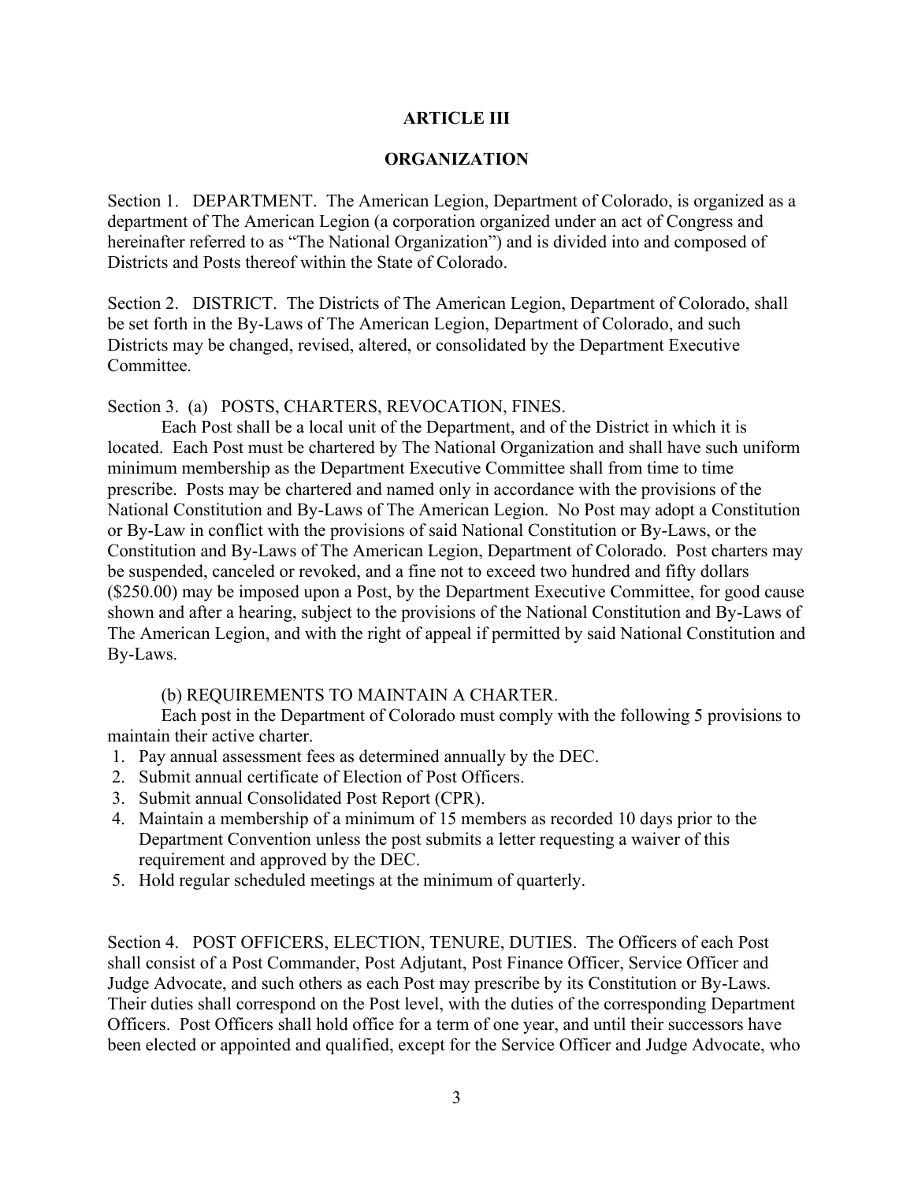## ARTICLE III

## ORGANIZATION

Section 1. DEPARTMENT. The American Legion, Department of Colorado, is organized as a department of The American Legion (a corporation organized under an act of Congress and hereinafter referred to as "The National Organization") and is divided into and composed of Districts and Posts thereof within the State of Colorado.

Section 2. DISTRICT. The Districts of The American Legion, Department of Colorado, shall be set forth in the By-Laws of The American Legion, Department of Colorado, and such Districts may be changed, revised, altered, or consolidated by the Department Executive Committee.

Section 3. (a) POSTS, CHARTERS, REVOCATION, FINES.

Each Post shall be a local unit of the Department, and of the District in which it is located. Each Post must be chartered by The National Organization and shall have such uniform minimum membership as the Department Executive Committee shall from time to time prescribe. Posts may be chartered and named only in accordance with the provisions of the National Constitution and By-Laws of The American Legion. No Post may adopt a Constitution or By-Law in conflict with the provisions of said National Constitution or By-Laws, or the Constitution and By-Laws of The American Legion, Department of Colorado. Post charters may be suspended, canceled or revoked, and a fine not to exceed two hundred and fifty dollars ($250.00) may be imposed upon a Post, by the Department Executive Committee, for good cause shown and after a hearing, subject to the provisions of the National Constitution and By-Laws of The American Legion, and with the right of appeal if permitted by said National Constitution and By-Laws.

(b) REQUIREMENTS TO MAINTAIN A CHARTER.

Each post in the Department of Colorado must comply with the following 5 provisions to maintain their active charter.

1. Pay annual assessment fees as determined annually by the DEC.
2. Submit annual certificate of Election of Post Officers.
3. Submit annual Consolidated Post Report (CPR).
4. Maintain a membership of a minimum of 15 members as recorded 10 days prior to the Department Convention unless the post submits a letter requesting a waiver of this requirement and approved by the DEC.
5. Hold regular scheduled meetings at the minimum of quarterly.

Section 4. POST OFFICERS, ELECTION, TENURE, DUTIES. The Officers of each Post shall consist of a Post Commander, Post Adjutant, Post Finance Officer, Service Officer and Judge Advocate, and such others as each Post may prescribe by its Constitution or By-Laws. Their duties shall correspond on the Post level, with the duties of the corresponding Department Officers. Post Officers shall hold office for a term of one year, and until their successors have been elected or appointed and qualified, except for the Service Officer and Judge Advocate, who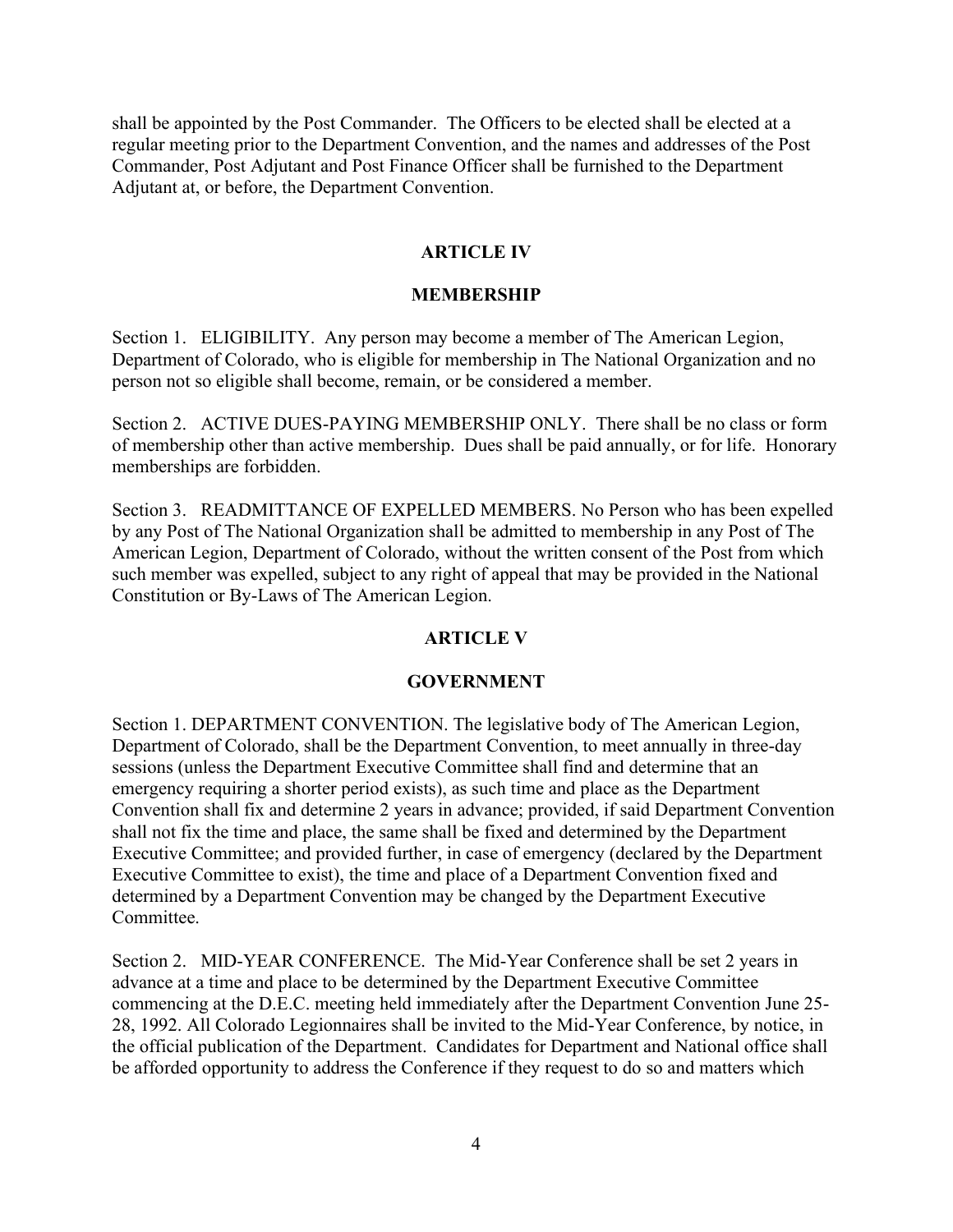shall be appointed by the Post Commander. The Officers to be elected shall be elected at a regular meeting prior to the Department Convention, and the names and addresses of the Post Commander, Post Adjutant and Post Finance Officer shall be furnished to the Department Adjutant at, or before, the Department Convention.

## ARTICLE IV

## MEMBERSHIP

Section 1. ELIGIBILITY. Any person may become a member of The American Legion, Department of Colorado, who is eligible for membership in The National Organization and no person not so eligible shall become, remain, or be considered a member.

Section 2. ACTIVE DUES-PAYING MEMBERSHIP ONLY. There shall be no class or form of membership other than active membership. Dues shall be paid annually, or for life. Honorary memberships are forbidden.

Section 3. READMITTANCE OF EXPELLED MEMBERS. No Person who has been expelled by any Post of The National Organization shall be admitted to membership in any Post of The American Legion, Department of Colorado, without the written consent of the Post from which such member was expelled, subject to any right of appeal that may be provided in the National Constitution or By-Laws of The American Legion.

## ARTICLE V

## GOVERNMENT

Section 1. DEPARTMENT CONVENTION. The legislative body of The American Legion, Department of Colorado, shall be the Department Convention, to meet annually in three-day sessions (unless the Department Executive Committee shall find and determine that an emergency requiring a shorter period exists), as such time and place as the Department Convention shall fix and determine 2 years in advance; provided, if said Department Convention shall not fix the time and place, the same shall be fixed and determined by the Department Executive Committee; and provided further, in case of emergency (declared by the Department Executive Committee to exist), the time and place of a Department Convention fixed and determined by a Department Convention may be changed by the Department Executive Committee.

Section 2. MID-YEAR CONFERENCE. The Mid-Year Conference shall be set 2 years in advance at a time and place to be determined by the Department Executive Committee commencing at the D.E.C. meeting held immediately after the Department Convention June 25-28, 1992. All Colorado Legionnaires shall be invited to the Mid-Year Conference, by notice, in the official publication of the Department. Candidates for Department and National office shall be afforded opportunity to address the Conference if they request to do so and matters which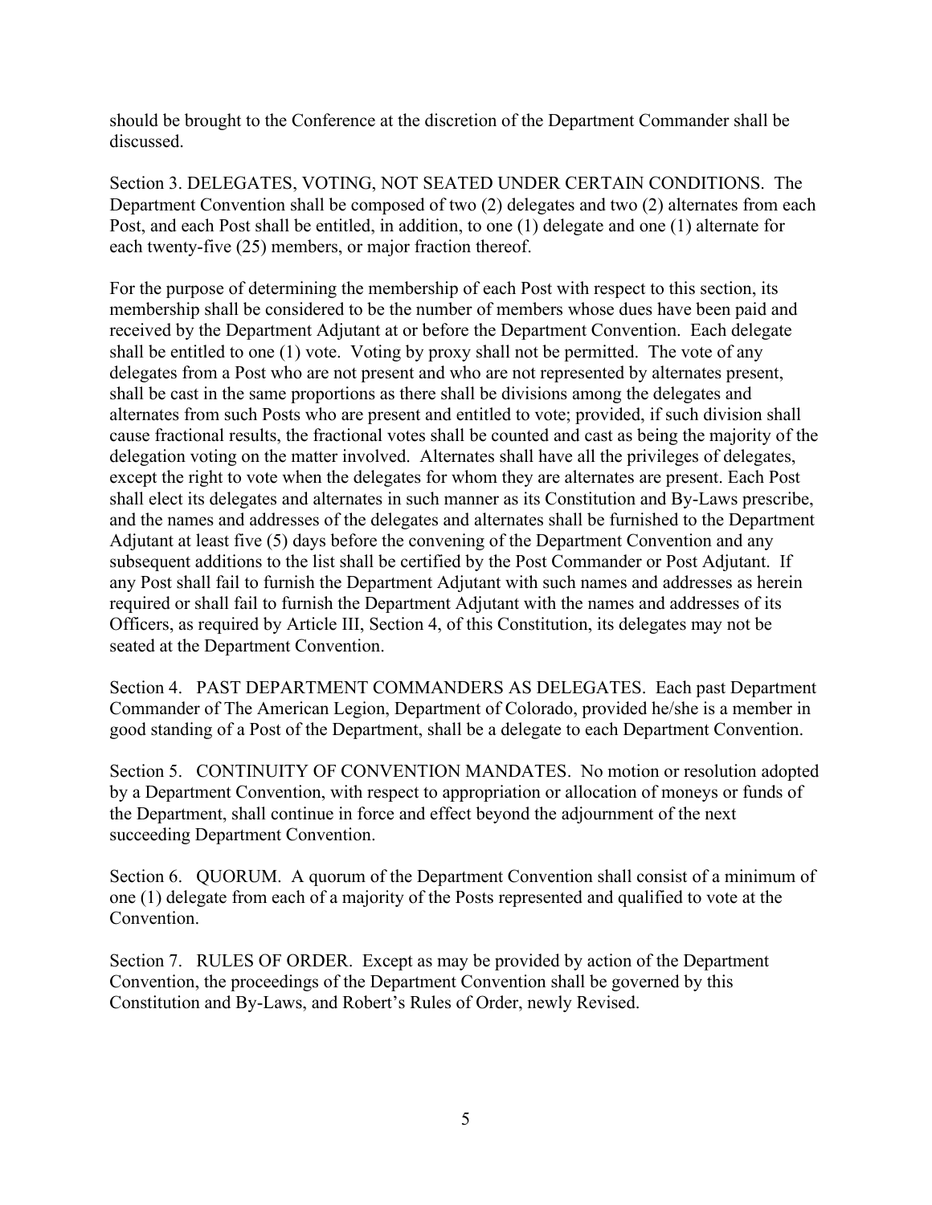should be brought to the Conference at the discretion of the Department Commander shall be discussed.

Section 3. DELEGATES, VOTING, NOT SEATED UNDER CERTAIN CONDITIONS. The Department Convention shall be composed of two (2) delegates and two (2) alternates from each Post, and each Post shall be entitled, in addition, to one (1) delegate and one (1) alternate for each twenty-five (25) members, or major fraction thereof.

For the purpose of determining the membership of each Post with respect to this section, its membership shall be considered to be the number of members whose dues have been paid and received by the Department Adjutant at or before the Department Convention. Each delegate shall be entitled to one (1) vote. Voting by proxy shall not be permitted. The vote of any delegates from a Post who are not present and who are not represented by alternates present, shall be cast in the same proportions as there shall be divisions among the delegates and alternates from such Posts who are present and entitled to vote; provided, if such division shall cause fractional results, the fractional votes shall be counted and cast as being the majority of the delegation voting on the matter involved. Alternates shall have all the privileges of delegates, except the right to vote when the delegates for whom they are alternates are present. Each Post shall elect its delegates and alternates in such manner as its Constitution and By-Laws prescribe, and the names and addresses of the delegates and alternates shall be furnished to the Department Adjutant at least five (5) days before the convening of the Department Convention and any subsequent additions to the list shall be certified by the Post Commander or Post Adjutant. If any Post shall fail to furnish the Department Adjutant with such names and addresses as herein required or shall fail to furnish the Department Adjutant with the names and addresses of its Officers, as required by Article III, Section 4, of this Constitution, its delegates may not be seated at the Department Convention.

Section 4. PAST DEPARTMENT COMMANDERS AS DELEGATES. Each past Department Commander of The American Legion, Department of Colorado, provided he/she is a member in good standing of a Post of the Department, shall be a delegate to each Department Convention.

Section 5. CONTINUITY OF CONVENTION MANDATES. No motion or resolution adopted by a Department Convention, with respect to appropriation or allocation of moneys or funds of the Department, shall continue in force and effect beyond the adjournment of the next succeeding Department Convention.

Section 6. QUORUM. A quorum of the Department Convention shall consist of a minimum of one (1) delegate from each of a majority of the Posts represented and qualified to vote at the Convention.

Section 7. RULES OF ORDER. Except as may be provided by action of the Department Convention, the proceedings of the Department Convention shall be governed by this Constitution and By-Laws, and Robert's Rules of Order, newly Revised.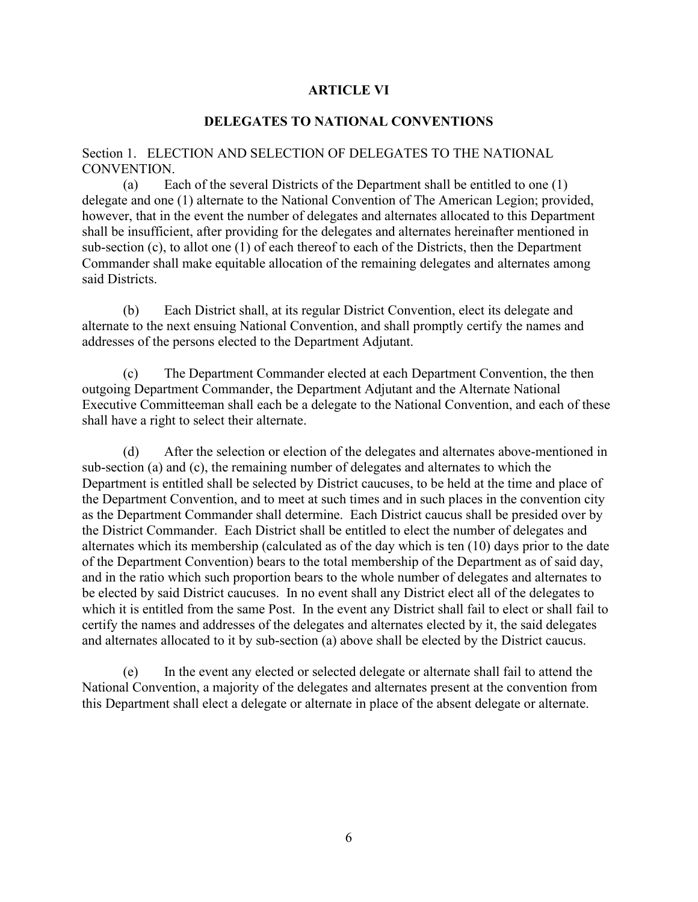## ARTICLE VI

### DELEGATES TO NATIONAL CONVENTIONS

Section 1. ELECTION AND SELECTION OF DELEGATES TO THE NATIONAL CONVENTION.

(a) Each of the several Districts of the Department shall be entitled to one (1) delegate and one (1) alternate to the National Convention of The American Legion; provided, however, that in the event the number of delegates and alternates allocated to this Department shall be insufficient, after providing for the delegates and alternates hereinafter mentioned in sub-section (c), to allot one (1) of each thereof to each of the Districts, then the Department Commander shall make equitable allocation of the remaining delegates and alternates among said Districts.

(b) Each District shall, at its regular District Convention, elect its delegate and alternate to the next ensuing National Convention, and shall promptly certify the names and addresses of the persons elected to the Department Adjutant.

(c) The Department Commander elected at each Department Convention, the then outgoing Department Commander, the Department Adjutant and the Alternate National Executive Committeeman shall each be a delegate to the National Convention, and each of these shall have a right to select their alternate.

(d) After the selection or election of the delegates and alternates above-mentioned in sub-section (a) and (c), the remaining number of delegates and alternates to which the Department is entitled shall be selected by District caucuses, to be held at the time and place of the Department Convention, and to meet at such times and in such places in the convention city as the Department Commander shall determine. Each District caucus shall be presided over by the District Commander. Each District shall be entitled to elect the number of delegates and alternates which its membership (calculated as of the day which is ten (10) days prior to the date of the Department Convention) bears to the total membership of the Department as of said day, and in the ratio which such proportion bears to the whole number of delegates and alternates to be elected by said District caucuses. In no event shall any District elect all of the delegates to which it is entitled from the same Post. In the event any District shall fail to elect or shall fail to certify the names and addresses of the delegates and alternates elected by it, the said delegates and alternates allocated to it by sub-section (a) above shall be elected by the District caucus.

(e) In the event any elected or selected delegate or alternate shall fail to attend the National Convention, a majority of the delegates and alternates present at the convention from this Department shall elect a delegate or alternate in place of the absent delegate or alternate.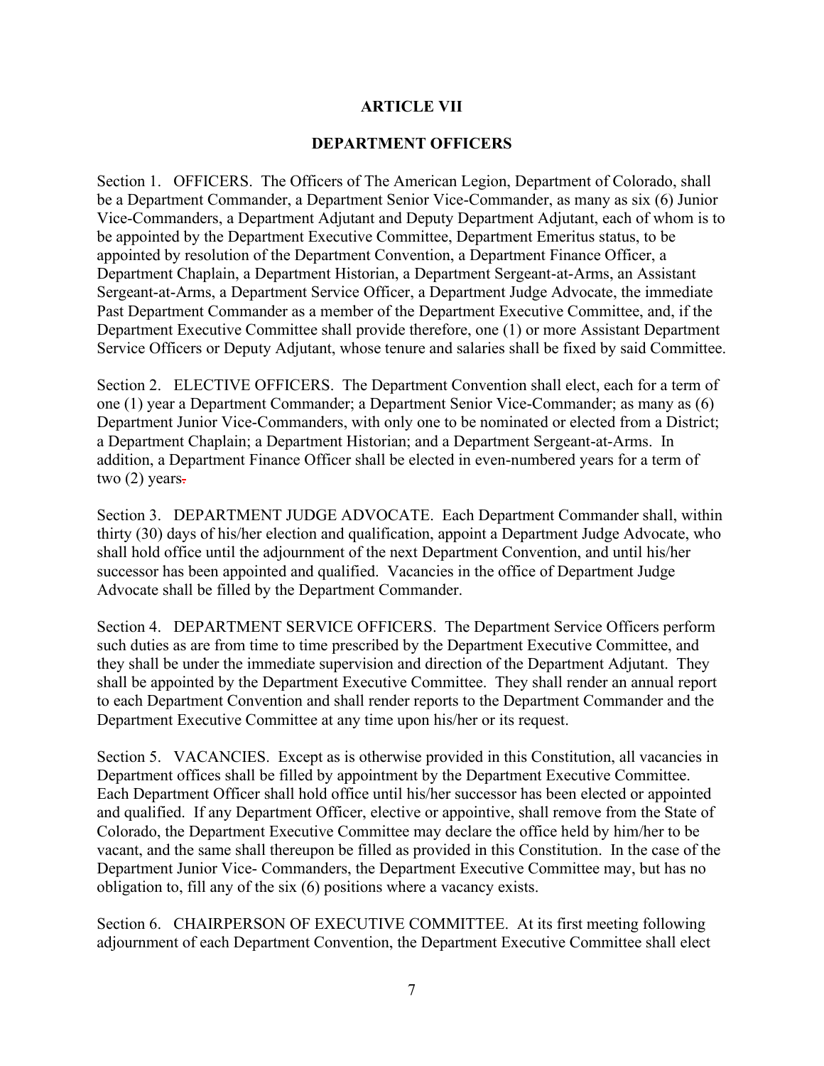## ARTICLE VII

## DEPARTMENT OFFICERS

Section 1. OFFICERS. The Officers of The American Legion, Department of Colorado, shall be a Department Commander, a Department Senior Vice-Commander, as many as six (6) Junior Vice-Commanders, a Department Adjutant and Deputy Department Adjutant, each of whom is to be appointed by the Department Executive Committee, Department Emeritus status, to be appointed by resolution of the Department Convention, a Department Finance Officer, a Department Chaplain, a Department Historian, a Department Sergeant-at-Arms, an Assistant Sergeant-at-Arms, a Department Service Officer, a Department Judge Advocate, the immediate Past Department Commander as a member of the Department Executive Committee, and, if the Department Executive Committee shall provide therefore, one (1) or more Assistant Department Service Officers or Deputy Adjutant, whose tenure and salaries shall be fixed by said Committee.

Section 2. ELECTIVE OFFICERS. The Department Convention shall elect, each for a term of one (1) year a Department Commander; a Department Senior Vice-Commander; as many as (6) Department Junior Vice-Commanders, with only one to be nominated or elected from a District; a Department Chaplain; a Department Historian; and a Department Sergeant-at-Arms. In addition, a Department Finance Officer shall be elected in even-numbered years for a term of two (2) years.

Section 3. DEPARTMENT JUDGE ADVOCATE. Each Department Commander shall, within thirty (30) days of his/her election and qualification, appoint a Department Judge Advocate, who shall hold office until the adjournment of the next Department Convention, and until his/her successor has been appointed and qualified. Vacancies in the office of Department Judge Advocate shall be filled by the Department Commander.

Section 4. DEPARTMENT SERVICE OFFICERS. The Department Service Officers perform such duties as are from time to time prescribed by the Department Executive Committee, and they shall be under the immediate supervision and direction of the Department Adjutant. They shall be appointed by the Department Executive Committee. They shall render an annual report to each Department Convention and shall render reports to the Department Commander and the Department Executive Committee at any time upon his/her or its request.

Section 5. VACANCIES. Except as is otherwise provided in this Constitution, all vacancies in Department offices shall be filled by appointment by the Department Executive Committee. Each Department Officer shall hold office until his/her successor has been elected or appointed and qualified. If any Department Officer, elective or appointive, shall remove from the State of Colorado, the Department Executive Committee may declare the office held by him/her to be vacant, and the same shall thereupon be filled as provided in this Constitution. In the case of the Department Junior Vice- Commanders, the Department Executive Committee may, but has no obligation to, fill any of the six (6) positions where a vacancy exists.

Section 6. CHAIRPERSON OF EXECUTIVE COMMITTEE. At its first meeting following adjournment of each Department Convention, the Department Executive Committee shall elect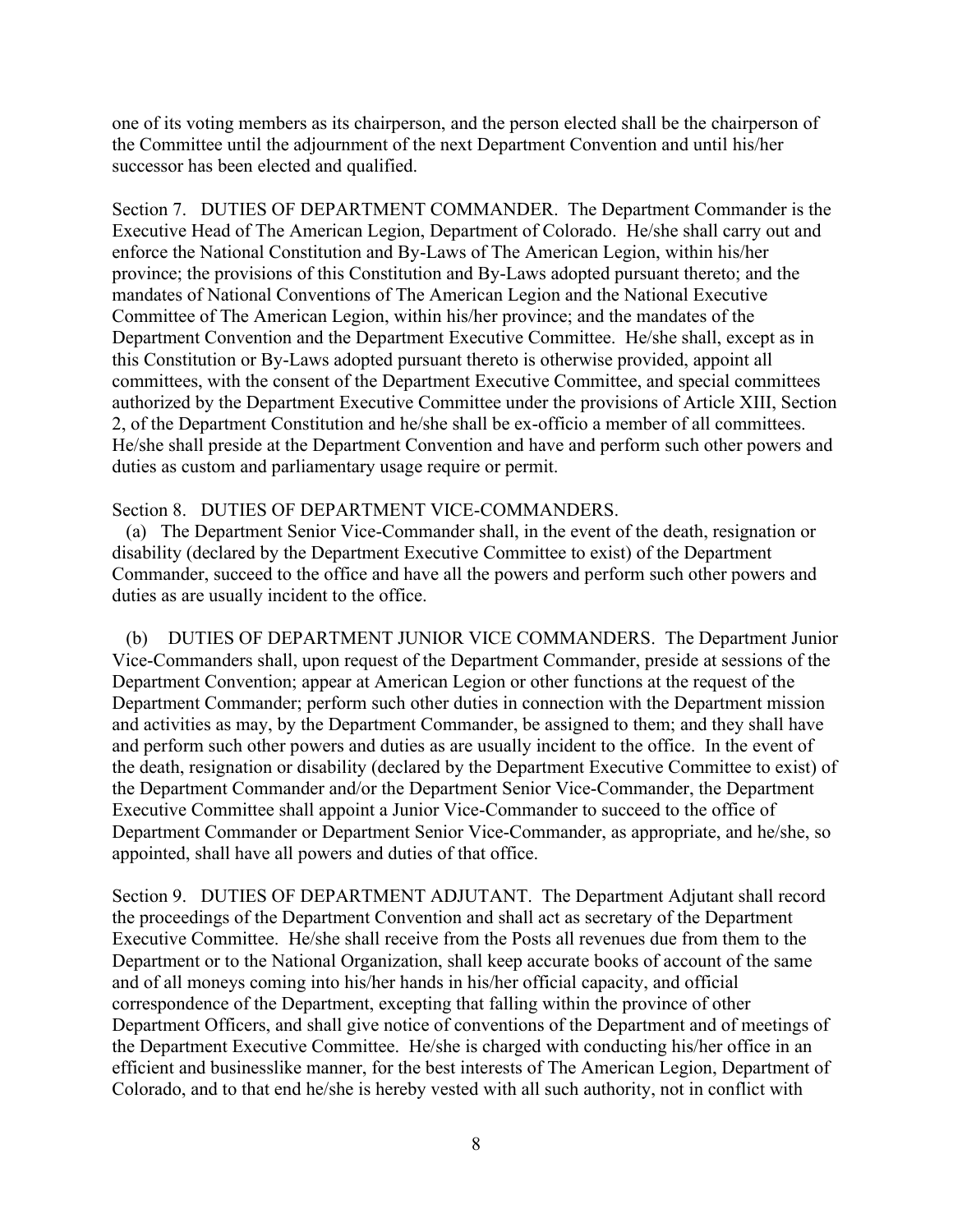one of its voting members as its chairperson, and the person elected shall be the chairperson of the Committee until the adjournment of the next Department Convention and until his/her successor has been elected and qualified.

Section 7. DUTIES OF DEPARTMENT COMMANDER. The Department Commander is the Executive Head of The American Legion, Department of Colorado. He/she shall carry out and enforce the National Constitution and By-Laws of The American Legion, within his/her province; the provisions of this Constitution and By-Laws adopted pursuant thereto; and the mandates of National Conventions of The American Legion and the National Executive Committee of The American Legion, within his/her province; and the mandates of the Department Convention and the Department Executive Committee. He/she shall, except as in this Constitution or By-Laws adopted pursuant thereto is otherwise provided, appoint all committees, with the consent of the Department Executive Committee, and special committees authorized by the Department Executive Committee under the provisions of Article XIII, Section 2, of the Department Constitution and he/she shall be ex-officio a member of all committees. He/she shall preside at the Department Convention and have and perform such other powers and duties as custom and parliamentary usage require or permit.

Section 8. DUTIES OF DEPARTMENT VICE-COMMANDERS.

(a) The Department Senior Vice-Commander shall, in the event of the death, resignation or disability (declared by the Department Executive Committee to exist) of the Department Commander, succeed to the office and have all the powers and perform such other powers and duties as are usually incident to the office.

(b) DUTIES OF DEPARTMENT JUNIOR VICE COMMANDERS. The Department Junior Vice-Commanders shall, upon request of the Department Commander, preside at sessions of the Department Convention; appear at American Legion or other functions at the request of the Department Commander; perform such other duties in connection with the Department mission and activities as may, by the Department Commander, be assigned to them; and they shall have and perform such other powers and duties as are usually incident to the office. In the event of the death, resignation or disability (declared by the Department Executive Committee to exist) of the Department Commander and/or the Department Senior Vice-Commander, the Department Executive Committee shall appoint a Junior Vice-Commander to succeed to the office of Department Commander or Department Senior Vice-Commander, as appropriate, and he/she, so appointed, shall have all powers and duties of that office.

Section 9. DUTIES OF DEPARTMENT ADJUTANT. The Department Adjutant shall record the proceedings of the Department Convention and shall act as secretary of the Department Executive Committee. He/she shall receive from the Posts all revenues due from them to the Department or to the National Organization, shall keep accurate books of account of the same and of all moneys coming into his/her hands in his/her official capacity, and official correspondence of the Department, excepting that falling within the province of other Department Officers, and shall give notice of conventions of the Department and of meetings of the Department Executive Committee. He/she is charged with conducting his/her office in an efficient and businesslike manner, for the best interests of The American Legion, Department of Colorado, and to that end he/she is hereby vested with all such authority, not in conflict with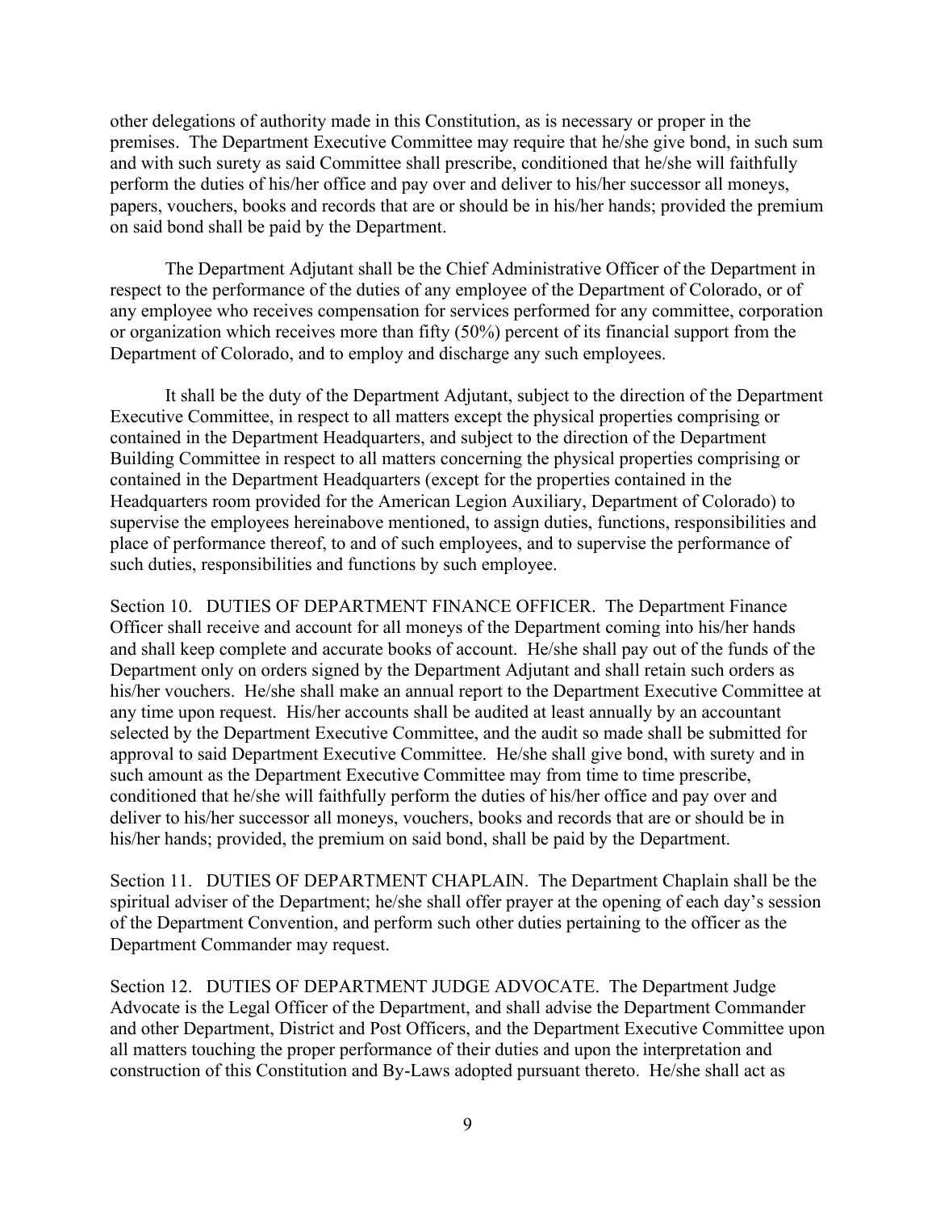other delegations of authority made in this Constitution, as is necessary or proper in the premises. The Department Executive Committee may require that he/she give bond, in such sum and with such surety as said Committee shall prescribe, conditioned that he/she will faithfully perform the duties of his/her office and pay over and deliver to his/her successor all moneys, papers, vouchers, books and records that are or should be in his/her hands; provided the premium on said bond shall be paid by the Department.

The Department Adjutant shall be the Chief Administrative Officer of the Department in respect to the performance of the duties of any employee of the Department of Colorado, or of any employee who receives compensation for services performed for any committee, corporation or organization which receives more than fifty (50%) percent of its financial support from the Department of Colorado, and to employ and discharge any such employees.

It shall be the duty of the Department Adjutant, subject to the direction of the Department Executive Committee, in respect to all matters except the physical properties comprising or contained in the Department Headquarters, and subject to the direction of the Department Building Committee in respect to all matters concerning the physical properties comprising or contained in the Department Headquarters (except for the properties contained in the Headquarters room provided for the American Legion Auxiliary, Department of Colorado) to supervise the employees hereinabove mentioned, to assign duties, functions, responsibilities and place of performance thereof, to and of such employees, and to supervise the performance of such duties, responsibilities and functions by such employee.

Section 10. DUTIES OF DEPARTMENT FINANCE OFFICER. The Department Finance Officer shall receive and account for all moneys of the Department coming into his/her hands and shall keep complete and accurate books of account. He/she shall pay out of the funds of the Department only on orders signed by the Department Adjutant and shall retain such orders as his/her vouchers. He/she shall make an annual report to the Department Executive Committee at any time upon request. His/her accounts shall be audited at least annually by an accountant selected by the Department Executive Committee, and the audit so made shall be submitted for approval to said Department Executive Committee. He/she shall give bond, with surety and in such amount as the Department Executive Committee may from time to time prescribe, conditioned that he/she will faithfully perform the duties of his/her office and pay over and deliver to his/her successor all moneys, vouchers, books and records that are or should be in his/her hands; provided, the premium on said bond, shall be paid by the Department.

Section 11. DUTIES OF DEPARTMENT CHAPLAIN. The Department Chaplain shall be the spiritual adviser of the Department; he/she shall offer prayer at the opening of each day's session of the Department Convention, and perform such other duties pertaining to the officer as the Department Commander may request.

Section 12. DUTIES OF DEPARTMENT JUDGE ADVOCATE. The Department Judge Advocate is the Legal Officer of the Department, and shall advise the Department Commander and other Department, District and Post Officers, and the Department Executive Committee upon all matters touching the proper performance of their duties and upon the interpretation and construction of this Constitution and By-Laws adopted pursuant thereto. He/she shall act as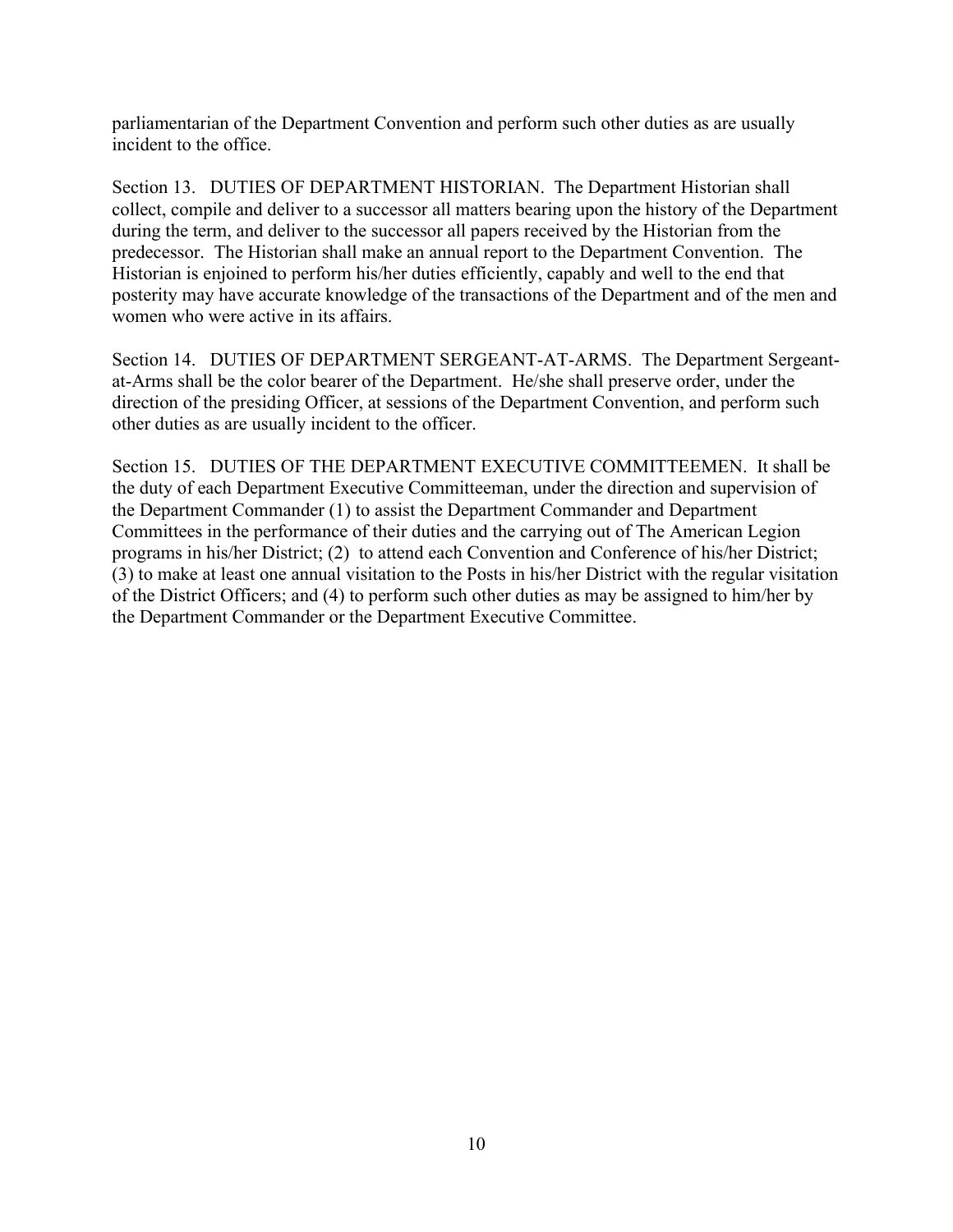parliamentarian of the Department Convention and perform such other duties as are usually incident to the office.

Section 13. DUTIES OF DEPARTMENT HISTORIAN. The Department Historian shall collect, compile and deliver to a successor all matters bearing upon the history of the Department during the term, and deliver to the successor all papers received by the Historian from the predecessor. The Historian shall make an annual report to the Department Convention. The Historian is enjoined to perform his/her duties efficiently, capably and well to the end that posterity may have accurate knowledge of the transactions of the Department and of the men and women who were active in its affairs.

Section 14. DUTIES OF DEPARTMENT SERGEANT-AT-ARMS. The Department Sergeant-at-Arms shall be the color bearer of the Department. He/she shall preserve order, under the direction of the presiding Officer, at sessions of the Department Convention, and perform such other duties as are usually incident to the officer.

Section 15. DUTIES OF THE DEPARTMENT EXECUTIVE COMMITTEEMEN. It shall be the duty of each Department Executive Committeeman, under the direction and supervision of the Department Commander (1) to assist the Department Commander and Department Committees in the performance of their duties and the carrying out of The American Legion programs in his/her District; (2) to attend each Convention and Conference of his/her District; (3) to make at least one annual visitation to the Posts in his/her District with the regular visitation of the District Officers; and (4) to perform such other duties as may be assigned to him/her by the Department Commander or the Department Executive Committee.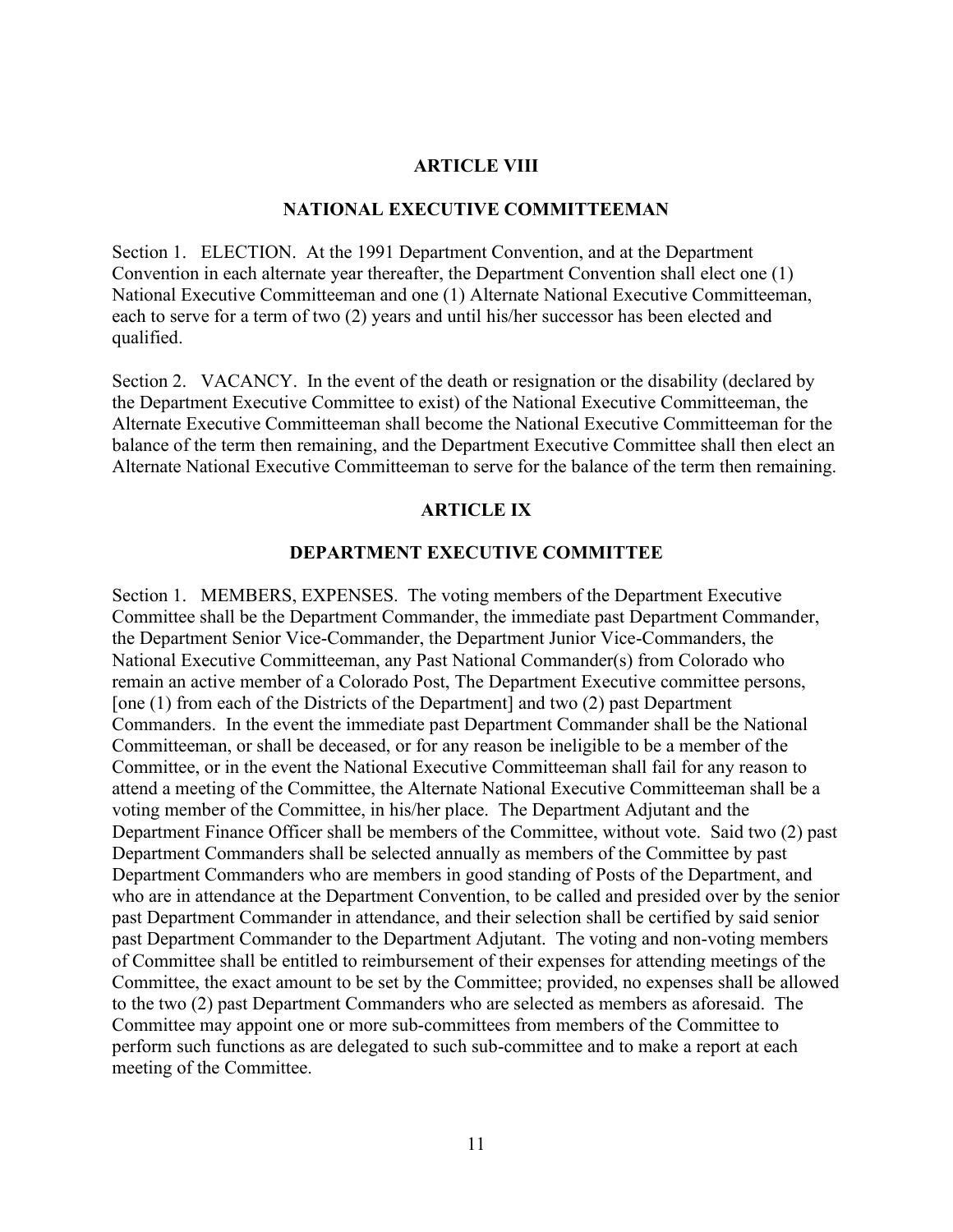## ARTICLE VIII

## NATIONAL EXECUTIVE COMMITTEEMAN

Section 1. ELECTION. At the 1991 Department Convention, and at the Department Convention in each alternate year thereafter, the Department Convention shall elect one (1) National Executive Committeeman and one (1) Alternate National Executive Committeeman, each to serve for a term of two (2) years and until his/her successor has been elected and qualified.

Section 2. VACANCY. In the event of the death or resignation or the disability (declared by the Department Executive Committee to exist) of the National Executive Committeeman, the Alternate Executive Committeeman shall become the National Executive Committeeman for the balance of the term then remaining, and the Department Executive Committee shall then elect an Alternate National Executive Committeeman to serve for the balance of the term then remaining.

## ARTICLE IX

## DEPARTMENT EXECUTIVE COMMITTEE

Section 1. MEMBERS, EXPENSES. The voting members of the Department Executive Committee shall be the Department Commander, the immediate past Department Commander, the Department Senior Vice-Commander, the Department Junior Vice-Commanders, the National Executive Committeeman, any Past National Commander(s) from Colorado who remain an active member of a Colorado Post, The Department Executive committee persons, [one (1) from each of the Districts of the Department] and two (2) past Department Commanders. In the event the immediate past Department Commander shall be the National Committeeman, or shall be deceased, or for any reason be ineligible to be a member of the Committee, or in the event the National Executive Committeeman shall fail for any reason to attend a meeting of the Committee, the Alternate National Executive Committeeman shall be a voting member of the Committee, in his/her place. The Department Adjutant and the Department Finance Officer shall be members of the Committee, without vote. Said two (2) past Department Commanders shall be selected annually as members of the Committee by past Department Commanders who are members in good standing of Posts of the Department, and who are in attendance at the Department Convention, to be called and presided over by the senior past Department Commander in attendance, and their selection shall be certified by said senior past Department Commander to the Department Adjutant. The voting and non-voting members of Committee shall be entitled to reimbursement of their expenses for attending meetings of the Committee, the exact amount to be set by the Committee; provided, no expenses shall be allowed to the two (2) past Department Commanders who are selected as members as aforesaid. The Committee may appoint one or more sub-committees from members of the Committee to perform such functions as are delegated to such sub-committee and to make a report at each meeting of the Committee.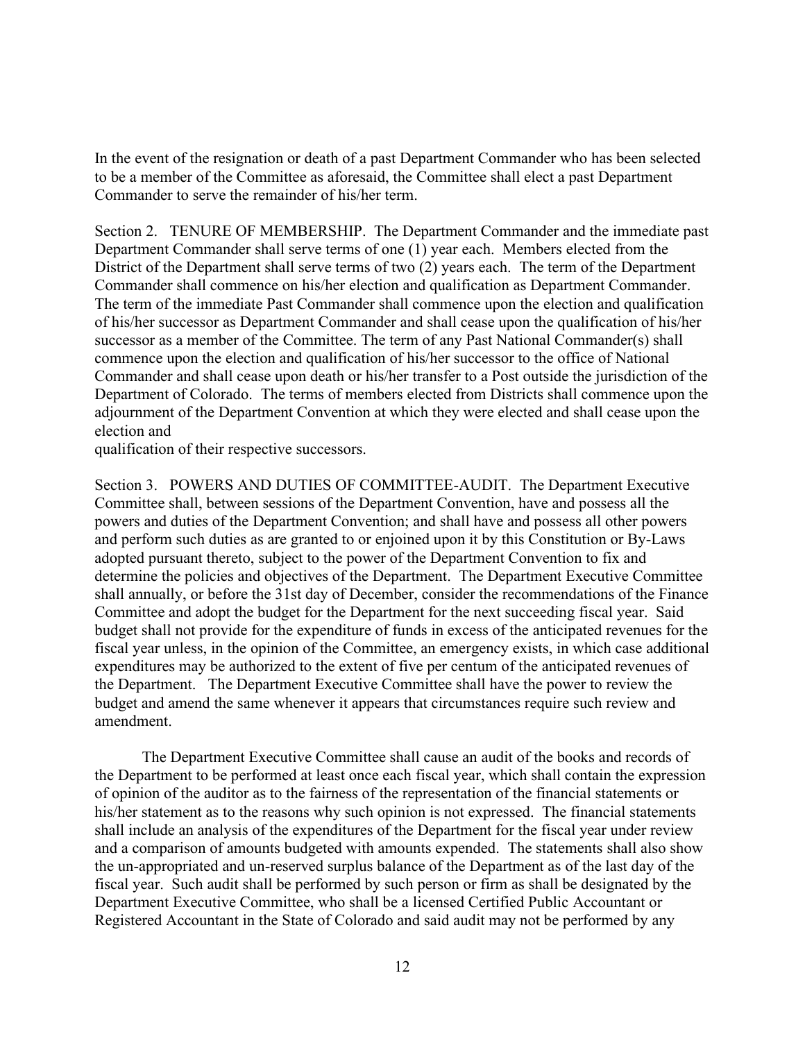In the event of the resignation or death of a past Department Commander who has been selected to be a member of the Committee as aforesaid, the Committee shall elect a past Department Commander to serve the remainder of his/her term.

Section 2. TENURE OF MEMBERSHIP. The Department Commander and the immediate past Department Commander shall serve terms of one (1) year each. Members elected from the District of the Department shall serve terms of two (2) years each. The term of the Department Commander shall commence on his/her election and qualification as Department Commander. The term of the immediate Past Commander shall commence upon the election and qualification of his/her successor as Department Commander and shall cease upon the qualification of his/her successor as a member of the Committee. The term of any Past National Commander(s) shall commence upon the election and qualification of his/her successor to the office of National Commander and shall cease upon death or his/her transfer to a Post outside the jurisdiction of the Department of Colorado. The terms of members elected from Districts shall commence upon the adjournment of the Department Convention at which they were elected and shall cease upon the election and
qualification of their respective successors.

Section 3. POWERS AND DUTIES OF COMMITTEE-AUDIT. The Department Executive Committee shall, between sessions of the Department Convention, have and possess all the powers and duties of the Department Convention; and shall have and possess all other powers and perform such duties as are granted to or enjoined upon it by this Constitution or By-Laws adopted pursuant thereto, subject to the power of the Department Convention to fix and determine the policies and objectives of the Department. The Department Executive Committee shall annually, or before the 31st day of December, consider the recommendations of the Finance Committee and adopt the budget for the Department for the next succeeding fiscal year. Said budget shall not provide for the expenditure of funds in excess of the anticipated revenues for the fiscal year unless, in the opinion of the Committee, an emergency exists, in which case additional expenditures may be authorized to the extent of five per centum of the anticipated revenues of the Department. The Department Executive Committee shall have the power to review the budget and amend the same whenever it appears that circumstances require such review and amendment.

The Department Executive Committee shall cause an audit of the books and records of the Department to be performed at least once each fiscal year, which shall contain the expression of opinion of the auditor as to the fairness of the representation of the financial statements or his/her statement as to the reasons why such opinion is not expressed. The financial statements shall include an analysis of the expenditures of the Department for the fiscal year under review and a comparison of amounts budgeted with amounts expended. The statements shall also show the un-appropriated and un-reserved surplus balance of the Department as of the last day of the fiscal year. Such audit shall be performed by such person or firm as shall be designated by the Department Executive Committee, who shall be a licensed Certified Public Accountant or Registered Accountant in the State of Colorado and said audit may not be performed by any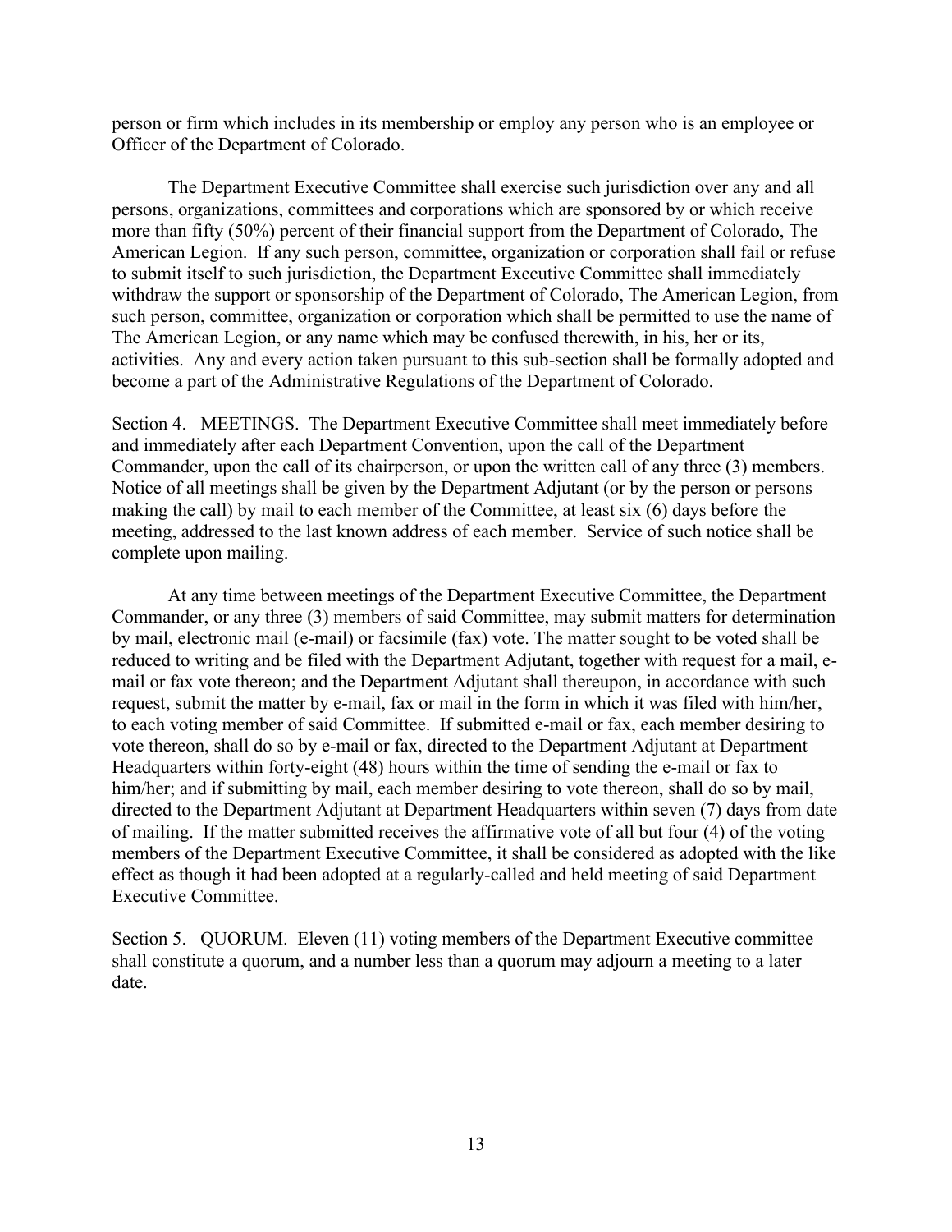person or firm which includes in its membership or employ any person who is an employee or Officer of the Department of Colorado.

The Department Executive Committee shall exercise such jurisdiction over any and all persons, organizations, committees and corporations which are sponsored by or which receive more than fifty (50%) percent of their financial support from the Department of Colorado, The American Legion. If any such person, committee, organization or corporation shall fail or refuse to submit itself to such jurisdiction, the Department Executive Committee shall immediately withdraw the support or sponsorship of the Department of Colorado, The American Legion, from such person, committee, organization or corporation which shall be permitted to use the name of The American Legion, or any name which may be confused therewith, in his, her or its, activities. Any and every action taken pursuant to this sub-section shall be formally adopted and become a part of the Administrative Regulations of the Department of Colorado.

Section 4. MEETINGS. The Department Executive Committee shall meet immediately before and immediately after each Department Convention, upon the call of the Department Commander, upon the call of its chairperson, or upon the written call of any three (3) members. Notice of all meetings shall be given by the Department Adjutant (or by the person or persons making the call) by mail to each member of the Committee, at least six (6) days before the meeting, addressed to the last known address of each member. Service of such notice shall be complete upon mailing.

At any time between meetings of the Department Executive Committee, the Department Commander, or any three (3) members of said Committee, may submit matters for determination by mail, electronic mail (e-mail) or facsimile (fax) vote. The matter sought to be voted shall be reduced to writing and be filed with the Department Adjutant, together with request for a mail, e-mail or fax vote thereon; and the Department Adjutant shall thereupon, in accordance with such request, submit the matter by e-mail, fax or mail in the form in which it was filed with him/her, to each voting member of said Committee. If submitted e-mail or fax, each member desiring to vote thereon, shall do so by e-mail or fax, directed to the Department Adjutant at Department Headquarters within forty-eight (48) hours within the time of sending the e-mail or fax to him/her; and if submitting by mail, each member desiring to vote thereon, shall do so by mail, directed to the Department Adjutant at Department Headquarters within seven (7) days from date of mailing. If the matter submitted receives the affirmative vote of all but four (4) of the voting members of the Department Executive Committee, it shall be considered as adopted with the like effect as though it had been adopted at a regularly-called and held meeting of said Department Executive Committee.

Section 5. QUORUM. Eleven (11) voting members of the Department Executive committee shall constitute a quorum, and a number less than a quorum may adjourn a meeting to a later date.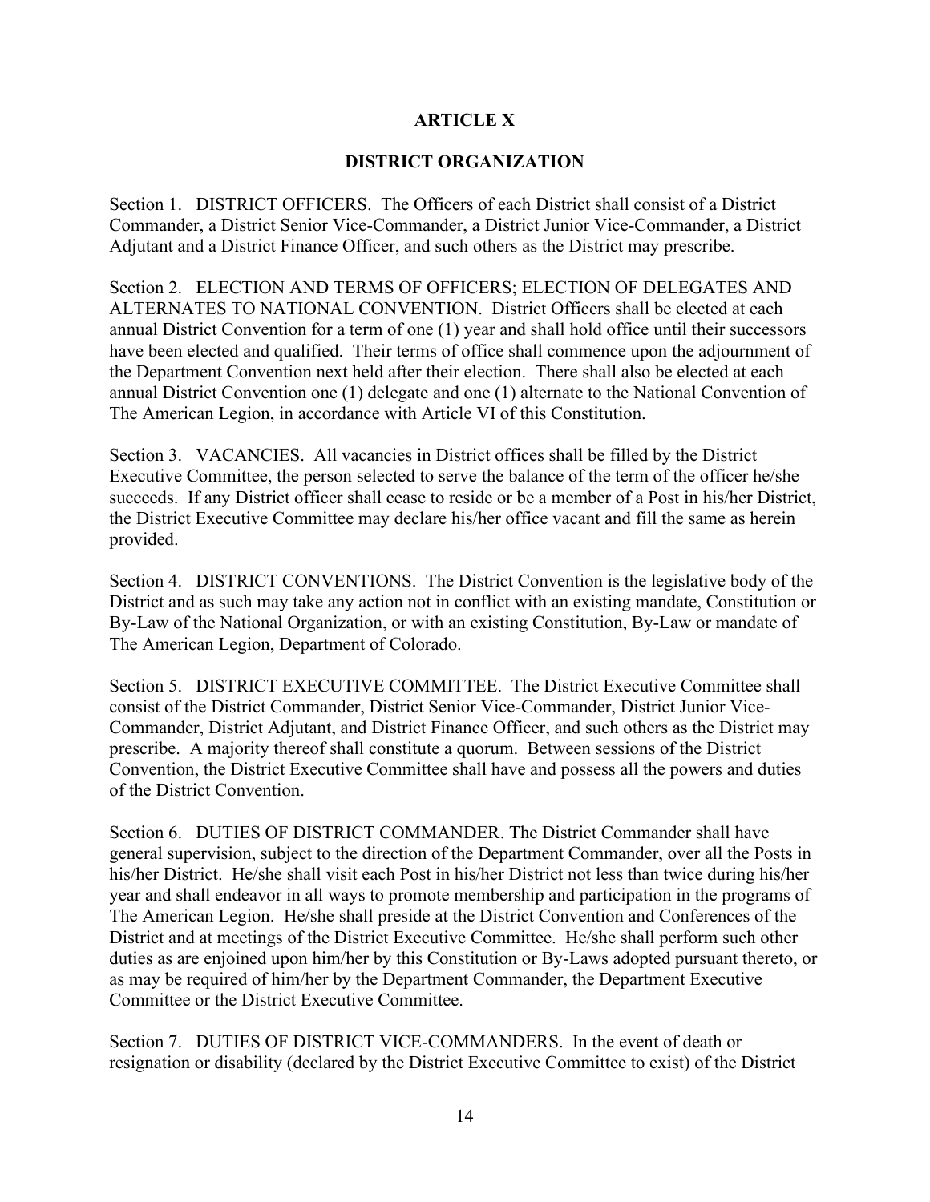## ARTICLE X

## DISTRICT ORGANIZATION

Section 1. DISTRICT OFFICERS. The Officers of each District shall consist of a District Commander, a District Senior Vice-Commander, a District Junior Vice-Commander, a District Adjutant and a District Finance Officer, and such others as the District may prescribe.

Section 2. ELECTION AND TERMS OF OFFICERS; ELECTION OF DELEGATES AND ALTERNATES TO NATIONAL CONVENTION. District Officers shall be elected at each annual District Convention for a term of one (1) year and shall hold office until their successors have been elected and qualified. Their terms of office shall commence upon the adjournment of the Department Convention next held after their election. There shall also be elected at each annual District Convention one (1) delegate and one (1) alternate to the National Convention of The American Legion, in accordance with Article VI of this Constitution.

Section 3. VACANCIES. All vacancies in District offices shall be filled by the District Executive Committee, the person selected to serve the balance of the term of the officer he/she succeeds. If any District officer shall cease to reside or be a member of a Post in his/her District, the District Executive Committee may declare his/her office vacant and fill the same as herein provided.

Section 4. DISTRICT CONVENTIONS. The District Convention is the legislative body of the District and as such may take any action not in conflict with an existing mandate, Constitution or By-Law of the National Organization, or with an existing Constitution, By-Law or mandate of The American Legion, Department of Colorado.

Section 5. DISTRICT EXECUTIVE COMMITTEE. The District Executive Committee shall consist of the District Commander, District Senior Vice-Commander, District Junior Vice-Commander, District Adjutant, and District Finance Officer, and such others as the District may prescribe. A majority thereof shall constitute a quorum. Between sessions of the District Convention, the District Executive Committee shall have and possess all the powers and duties of the District Convention.

Section 6. DUTIES OF DISTRICT COMMANDER. The District Commander shall have general supervision, subject to the direction of the Department Commander, over all the Posts in his/her District. He/she shall visit each Post in his/her District not less than twice during his/her year and shall endeavor in all ways to promote membership and participation in the programs of The American Legion. He/she shall preside at the District Convention and Conferences of the District and at meetings of the District Executive Committee. He/she shall perform such other duties as are enjoined upon him/her by this Constitution or By-Laws adopted pursuant thereto, or as may be required of him/her by the Department Commander, the Department Executive Committee or the District Executive Committee.

Section 7. DUTIES OF DISTRICT VICE-COMMANDERS. In the event of death or resignation or disability (declared by the District Executive Committee to exist) of the District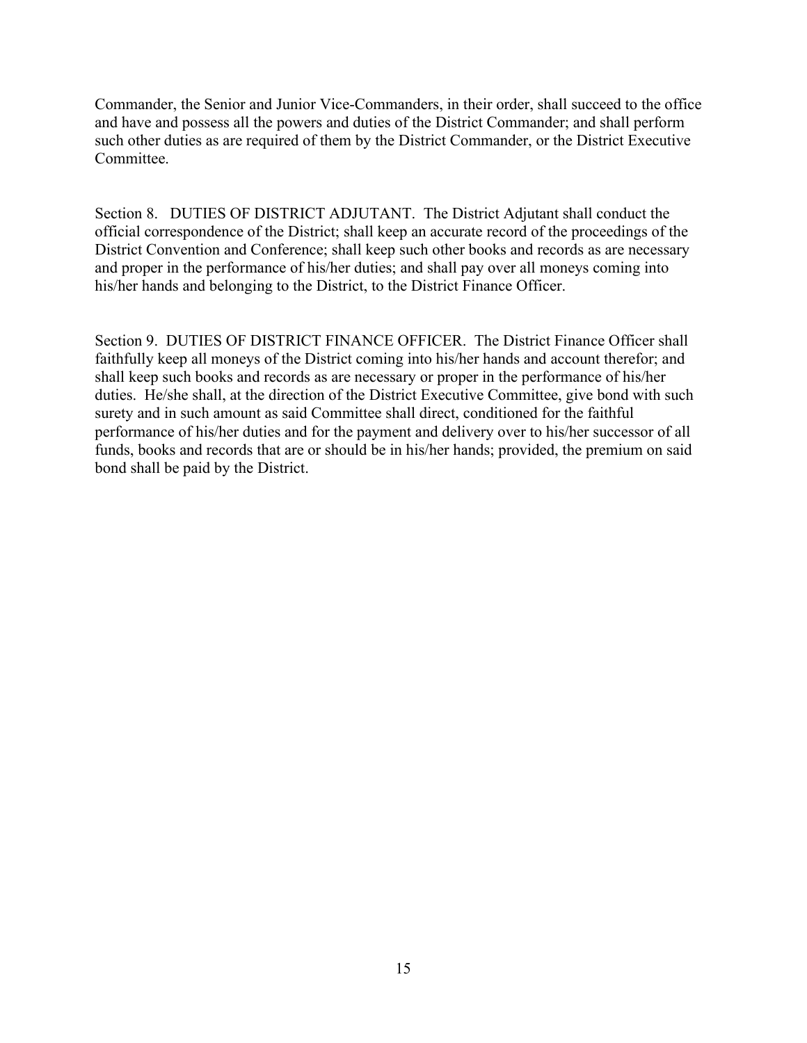Commander, the Senior and Junior Vice-Commanders, in their order, shall succeed to the office and have and possess all the powers and duties of the District Commander; and shall perform such other duties as are required of them by the District Commander, or the District Executive Committee.

Section 8. DUTIES OF DISTRICT ADJUTANT. The District Adjutant shall conduct the official correspondence of the District; shall keep an accurate record of the proceedings of the District Convention and Conference; shall keep such other books and records as are necessary and proper in the performance of his/her duties; and shall pay over all moneys coming into his/her hands and belonging to the District, to the District Finance Officer.

Section 9. DUTIES OF DISTRICT FINANCE OFFICER. The District Finance Officer shall faithfully keep all moneys of the District coming into his/her hands and account therefor; and shall keep such books and records as are necessary or proper in the performance of his/her duties. He/she shall, at the direction of the District Executive Committee, give bond with such surety and in such amount as said Committee shall direct, conditioned for the faithful performance of his/her duties and for the payment and delivery over to his/her successor of all funds, books and records that are or should be in his/her hands; provided, the premium on said bond shall be paid by the District.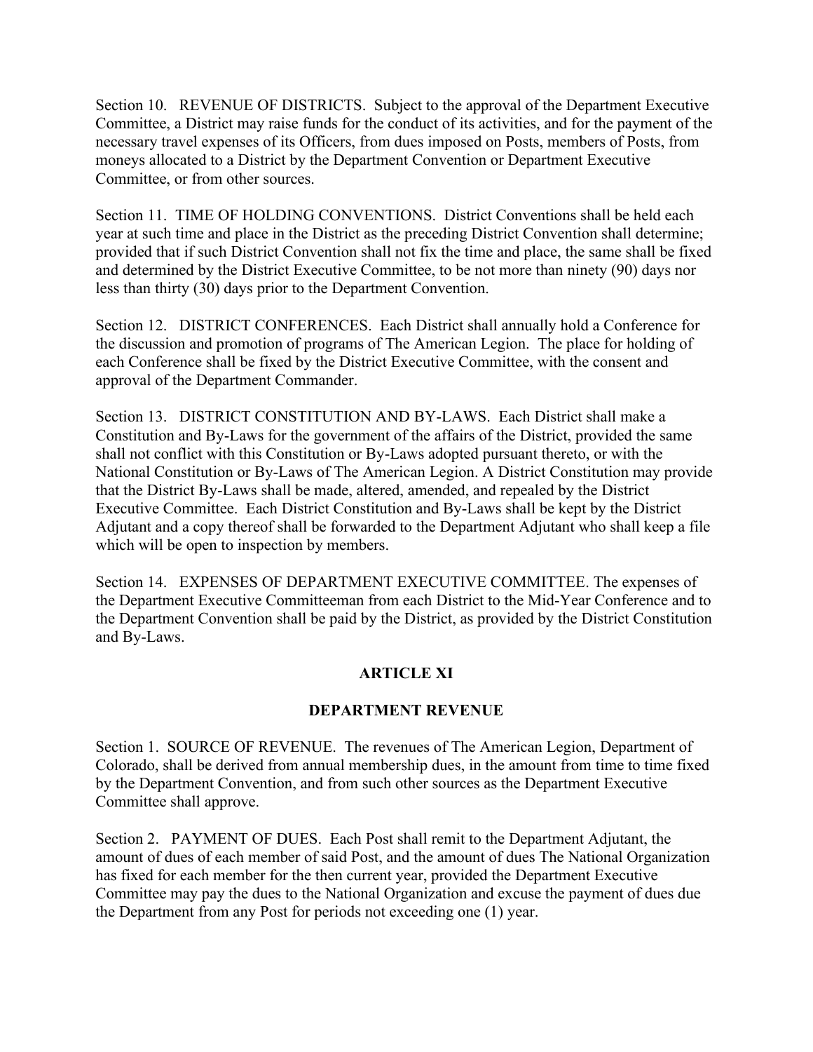Section 10. REVENUE OF DISTRICTS. Subject to the approval of the Department Executive Committee, a District may raise funds for the conduct of its activities, and for the payment of the necessary travel expenses of its Officers, from dues imposed on Posts, members of Posts, from moneys allocated to a District by the Department Convention or Department Executive Committee, or from other sources.

Section 11. TIME OF HOLDING CONVENTIONS. District Conventions shall be held each year at such time and place in the District as the preceding District Convention shall determine; provided that if such District Convention shall not fix the time and place, the same shall be fixed and determined by the District Executive Committee, to be not more than ninety (90) days nor less than thirty (30) days prior to the Department Convention.

Section 12. DISTRICT CONFERENCES. Each District shall annually hold a Conference for the discussion and promotion of programs of The American Legion. The place for holding of each Conference shall be fixed by the District Executive Committee, with the consent and approval of the Department Commander.

Section 13. DISTRICT CONSTITUTION AND BY-LAWS. Each District shall make a Constitution and By-Laws for the government of the affairs of the District, provided the same shall not conflict with this Constitution or By-Laws adopted pursuant thereto, or with the National Constitution or By-Laws of The American Legion. A District Constitution may provide that the District By-Laws shall be made, altered, amended, and repealed by the District Executive Committee. Each District Constitution and By-Laws shall be kept by the District Adjutant and a copy thereof shall be forwarded to the Department Adjutant who shall keep a file which will be open to inspection by members.

Section 14. EXPENSES OF DEPARTMENT EXECUTIVE COMMITTEE. The expenses of the Department Executive Committeeman from each District to the Mid-Year Conference and to the Department Convention shall be paid by the District, as provided by the District Constitution and By-Laws.

## ARTICLE XI

## DEPARTMENT REVENUE

Section 1. SOURCE OF REVENUE. The revenues of The American Legion, Department of Colorado, shall be derived from annual membership dues, in the amount from time to time fixed by the Department Convention, and from such other sources as the Department Executive Committee shall approve.

Section 2. PAYMENT OF DUES. Each Post shall remit to the Department Adjutant, the amount of dues of each member of said Post, and the amount of dues The National Organization has fixed for each member for the then current year, provided the Department Executive Committee may pay the dues to the National Organization and excuse the payment of dues due the Department from any Post for periods not exceeding one (1) year.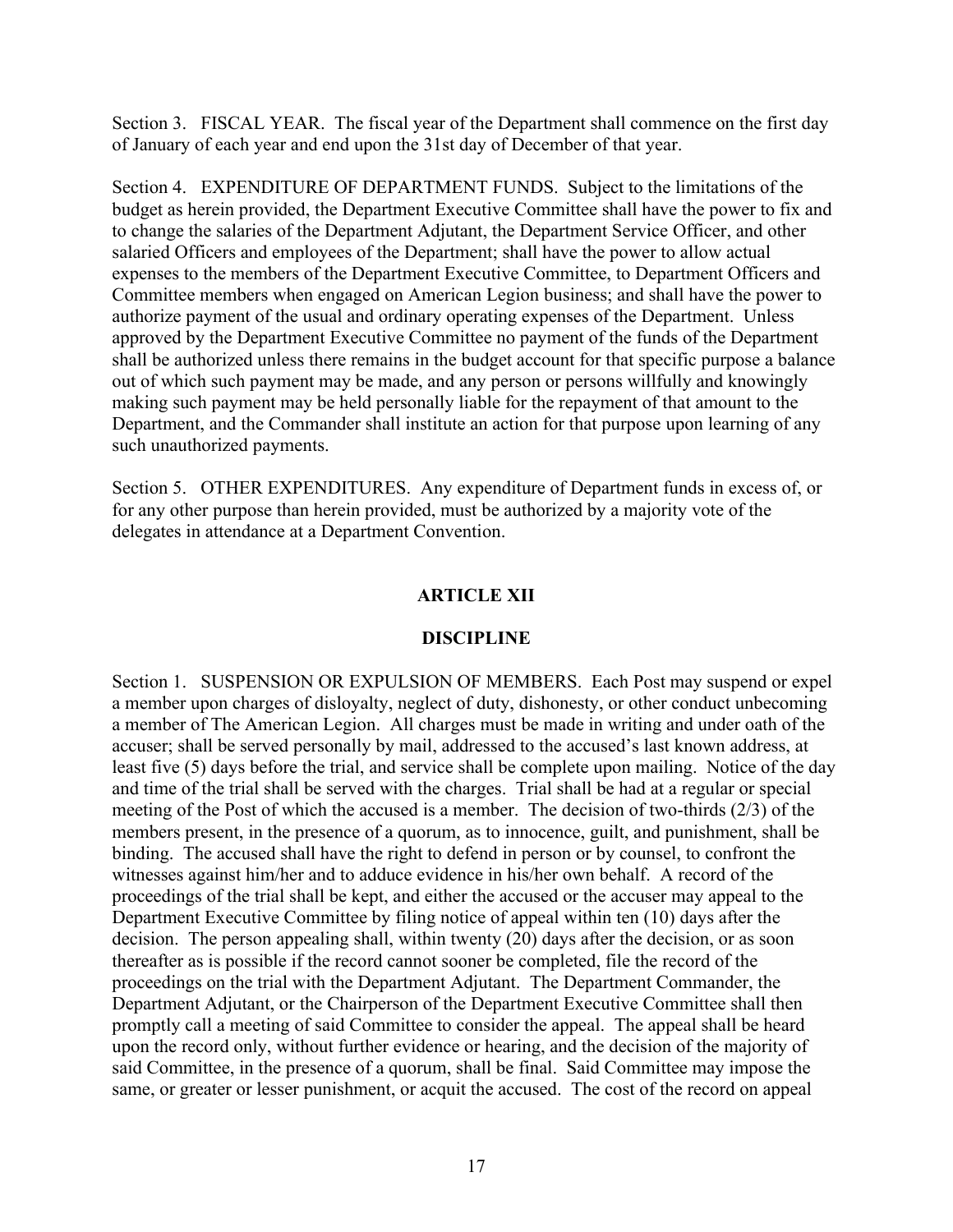Section 3. FISCAL YEAR. The fiscal year of the Department shall commence on the first day of January of each year and end upon the 31st day of December of that year.

Section 4. EXPENDITURE OF DEPARTMENT FUNDS. Subject to the limitations of the budget as herein provided, the Department Executive Committee shall have the power to fix and to change the salaries of the Department Adjutant, the Department Service Officer, and other salaried Officers and employees of the Department; shall have the power to allow actual expenses to the members of the Department Executive Committee, to Department Officers and Committee members when engaged on American Legion business; and shall have the power to authorize payment of the usual and ordinary operating expenses of the Department. Unless approved by the Department Executive Committee no payment of the funds of the Department shall be authorized unless there remains in the budget account for that specific purpose a balance out of which such payment may be made, and any person or persons willfully and knowingly making such payment may be held personally liable for the repayment of that amount to the Department, and the Commander shall institute an action for that purpose upon learning of any such unauthorized payments.

Section 5. OTHER EXPENDITURES. Any expenditure of Department funds in excess of, or for any other purpose than herein provided, must be authorized by a majority vote of the delegates in attendance at a Department Convention.

## ARTICLE XII

## DISCIPLINE

Section 1. SUSPENSION OR EXPULSION OF MEMBERS. Each Post may suspend or expel a member upon charges of disloyalty, neglect of duty, dishonesty, or other conduct unbecoming a member of The American Legion. All charges must be made in writing and under oath of the accuser; shall be served personally by mail, addressed to the accused's last known address, at least five (5) days before the trial, and service shall be complete upon mailing. Notice of the day and time of the trial shall be served with the charges. Trial shall be had at a regular or special meeting of the Post of which the accused is a member. The decision of two-thirds (2/3) of the members present, in the presence of a quorum, as to innocence, guilt, and punishment, shall be binding. The accused shall have the right to defend in person or by counsel, to confront the witnesses against him/her and to adduce evidence in his/her own behalf. A record of the proceedings of the trial shall be kept, and either the accused or the accuser may appeal to the Department Executive Committee by filing notice of appeal within ten (10) days after the decision. The person appealing shall, within twenty (20) days after the decision, or as soon thereafter as is possible if the record cannot sooner be completed, file the record of the proceedings on the trial with the Department Adjutant. The Department Commander, the Department Adjutant, or the Chairperson of the Department Executive Committee shall then promptly call a meeting of said Committee to consider the appeal. The appeal shall be heard upon the record only, without further evidence or hearing, and the decision of the majority of said Committee, in the presence of a quorum, shall be final. Said Committee may impose the same, or greater or lesser punishment, or acquit the accused. The cost of the record on appeal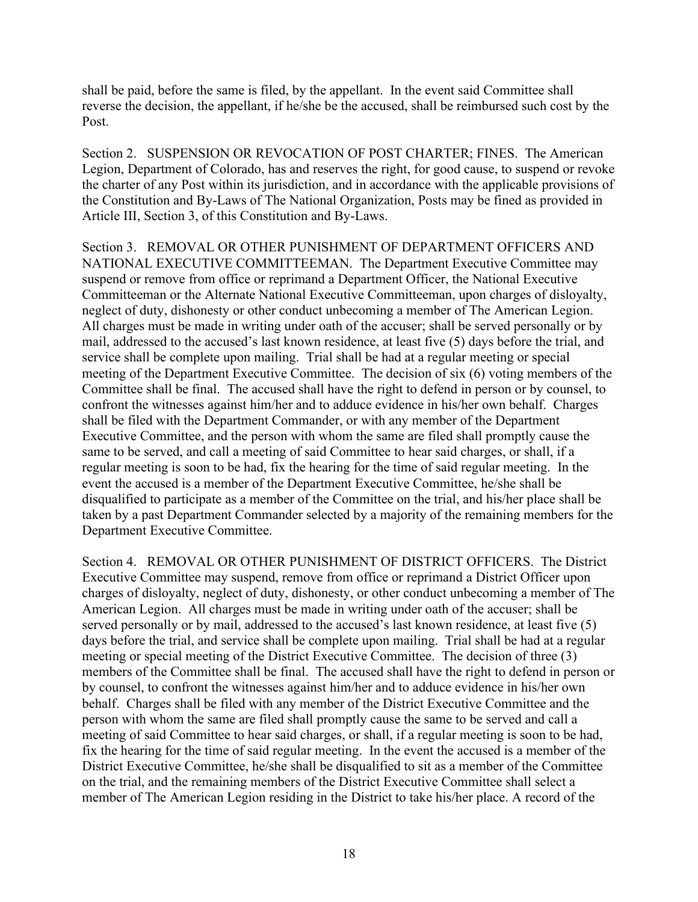shall be paid, before the same is filed, by the appellant. In the event said Committee shall reverse the decision, the appellant, if he/she be the accused, shall be reimbursed such cost by the Post.

Section 2. SUSPENSION OR REVOCATION OF POST CHARTER; FINES. The American Legion, Department of Colorado, has and reserves the right, for good cause, to suspend or revoke the charter of any Post within its jurisdiction, and in accordance with the applicable provisions of the Constitution and By-Laws of The National Organization, Posts may be fined as provided in Article III, Section 3, of this Constitution and By-Laws.

Section 3. REMOVAL OR OTHER PUNISHMENT OF DEPARTMENT OFFICERS AND NATIONAL EXECUTIVE COMMITTEEMAN. The Department Executive Committee may suspend or remove from office or reprimand a Department Officer, the National Executive Committeeman or the Alternate National Executive Committeeman, upon charges of disloyalty, neglect of duty, dishonesty or other conduct unbecoming a member of The American Legion. All charges must be made in writing under oath of the accuser; shall be served personally or by mail, addressed to the accused's last known residence, at least five (5) days before the trial, and service shall be complete upon mailing. Trial shall be had at a regular meeting or special meeting of the Department Executive Committee. The decision of six (6) voting members of the Committee shall be final. The accused shall have the right to defend in person or by counsel, to confront the witnesses against him/her and to adduce evidence in his/her own behalf. Charges shall be filed with the Department Commander, or with any member of the Department Executive Committee, and the person with whom the same are filed shall promptly cause the same to be served, and call a meeting of said Committee to hear said charges, or shall, if a regular meeting is soon to be had, fix the hearing for the time of said regular meeting. In the event the accused is a member of the Department Executive Committee, he/she shall be disqualified to participate as a member of the Committee on the trial, and his/her place shall be taken by a past Department Commander selected by a majority of the remaining members for the Department Executive Committee.

Section 4. REMOVAL OR OTHER PUNISHMENT OF DISTRICT OFFICERS. The District Executive Committee may suspend, remove from office or reprimand a District Officer upon charges of disloyalty, neglect of duty, dishonesty, or other conduct unbecoming a member of The American Legion. All charges must be made in writing under oath of the accuser; shall be served personally or by mail, addressed to the accused's last known residence, at least five (5) days before the trial, and service shall be complete upon mailing. Trial shall be had at a regular meeting or special meeting of the District Executive Committee. The decision of three (3) members of the Committee shall be final. The accused shall have the right to defend in person or by counsel, to confront the witnesses against him/her and to adduce evidence in his/her own behalf. Charges shall be filed with any member of the District Executive Committee and the person with whom the same are filed shall promptly cause the same to be served and call a meeting of said Committee to hear said charges, or shall, if a regular meeting is soon to be had, fix the hearing for the time of said regular meeting. In the event the accused is a member of the District Executive Committee, he/she shall be disqualified to sit as a member of the Committee on the trial, and the remaining members of the District Executive Committee shall select a member of The American Legion residing in the District to take his/her place. A record of the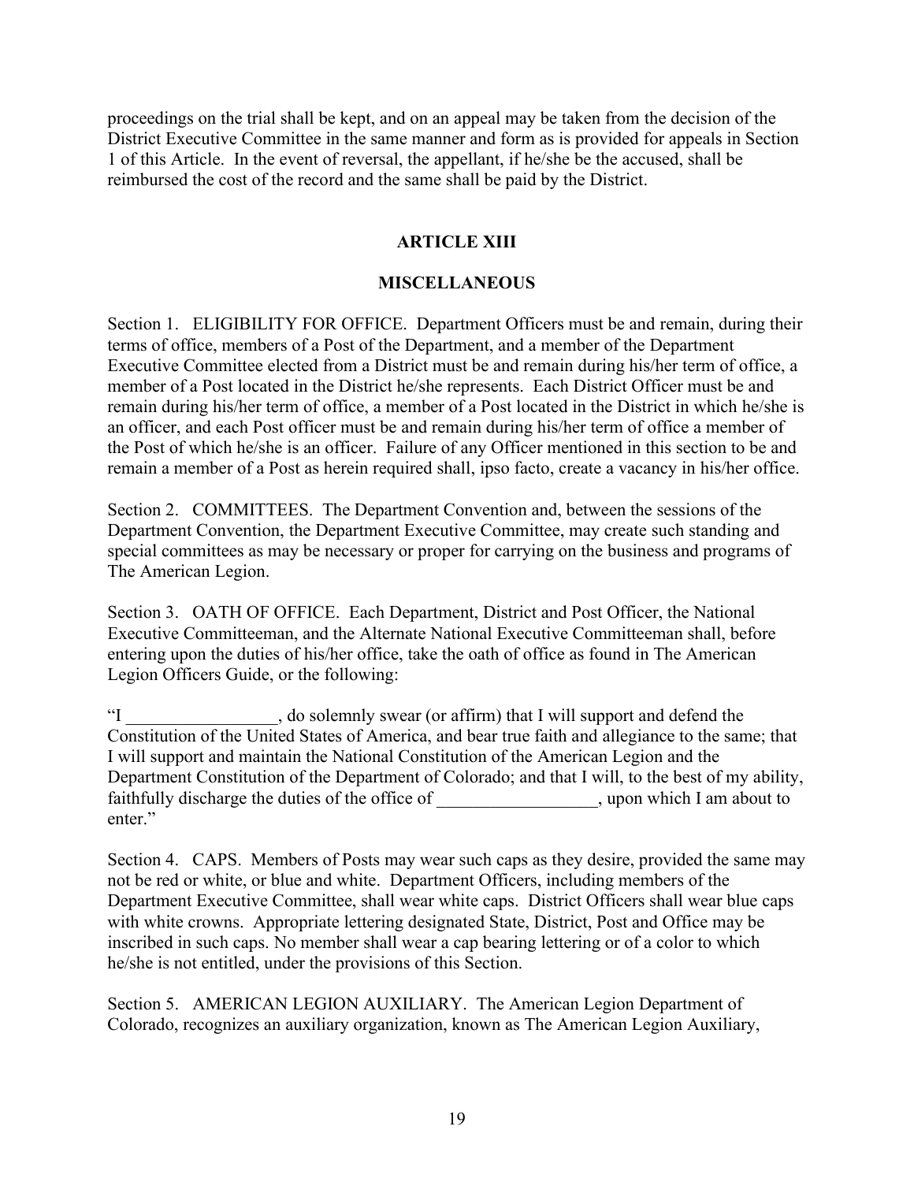proceedings on the trial shall be kept, and on an appeal may be taken from the decision of the District Executive Committee in the same manner and form as is provided for appeals in Section 1 of this Article. In the event of reversal, the appellant, if he/she be the accused, shall be reimbursed the cost of the record and the same shall be paid by the District.

## ARTICLE XIII

## MISCELLANEOUS

Section 1. ELIGIBILITY FOR OFFICE. Department Officers must be and remain, during their terms of office, members of a Post of the Department, and a member of the Department Executive Committee elected from a District must be and remain during his/her term of office, a member of a Post located in the District he/she represents. Each District Officer must be and remain during his/her term of office, a member of a Post located in the District in which he/she is an officer, and each Post officer must be and remain during his/her term of office a member of the Post of which he/she is an officer. Failure of any Officer mentioned in this section to be and remain a member of a Post as herein required shall, ipso facto, create a vacancy in his/her office.

Section 2. COMMITTEES. The Department Convention and, between the sessions of the Department Convention, the Department Executive Committee, may create such standing and special committees as may be necessary or proper for carrying on the business and programs of The American Legion.

Section 3. OATH OF OFFICE. Each Department, District and Post Officer, the National Executive Committeeman, and the Alternate National Executive Committeeman shall, before entering upon the duties of his/her office, take the oath of office as found in The American Legion Officers Guide, or the following:

"I _________________, do solemnly swear (or affirm) that I will support and defend the Constitution of the United States of America, and bear true faith and allegiance to the same; that I will support and maintain the National Constitution of the American Legion and the Department Constitution of the Department of Colorado; and that I will, to the best of my ability, faithfully discharge the duties of the office of __________________, upon which I am about to enter."

Section 4. CAPS. Members of Posts may wear such caps as they desire, provided the same may not be red or white, or blue and white. Department Officers, including members of the Department Executive Committee, shall wear white caps. District Officers shall wear blue caps with white crowns. Appropriate lettering designated State, District, Post and Office may be inscribed in such caps. No member shall wear a cap bearing lettering or of a color to which he/she is not entitled, under the provisions of this Section.

Section 5. AMERICAN LEGION AUXILIARY. The American Legion Department of Colorado, recognizes an auxiliary organization, known as The American Legion Auxiliary,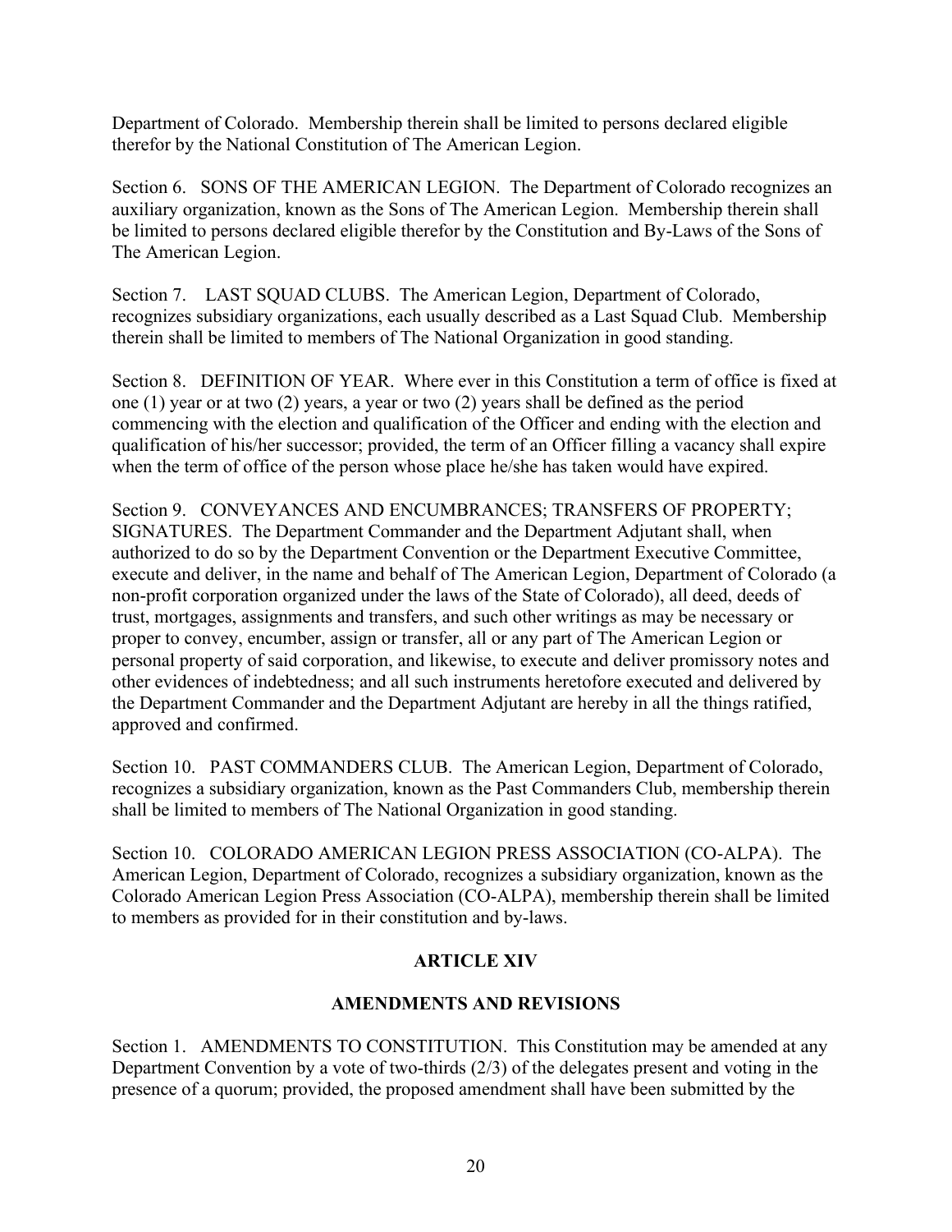Department of Colorado. Membership therein shall be limited to persons declared eligible therefor by the National Constitution of The American Legion.

Section 6. SONS OF THE AMERICAN LEGION. The Department of Colorado recognizes an auxiliary organization, known as the Sons of The American Legion. Membership therein shall be limited to persons declared eligible therefor by the Constitution and By-Laws of the Sons of The American Legion.

Section 7. LAST SQUAD CLUBS. The American Legion, Department of Colorado, recognizes subsidiary organizations, each usually described as a Last Squad Club. Membership therein shall be limited to members of The National Organization in good standing.

Section 8. DEFINITION OF YEAR. Where ever in this Constitution a term of office is fixed at one (1) year or at two (2) years, a year or two (2) years shall be defined as the period commencing with the election and qualification of the Officer and ending with the election and qualification of his/her successor; provided, the term of an Officer filling a vacancy shall expire when the term of office of the person whose place he/she has taken would have expired.

Section 9. CONVEYANCES AND ENCUMBRANCES; TRANSFERS OF PROPERTY; SIGNATURES. The Department Commander and the Department Adjutant shall, when authorized to do so by the Department Convention or the Department Executive Committee, execute and deliver, in the name and behalf of The American Legion, Department of Colorado (a non-profit corporation organized under the laws of the State of Colorado), all deed, deeds of trust, mortgages, assignments and transfers, and such other writings as may be necessary or proper to convey, encumber, assign or transfer, all or any part of The American Legion or personal property of said corporation, and likewise, to execute and deliver promissory notes and other evidences of indebtedness; and all such instruments heretofore executed and delivered by the Department Commander and the Department Adjutant are hereby in all the things ratified, approved and confirmed.

Section 10. PAST COMMANDERS CLUB. The American Legion, Department of Colorado, recognizes a subsidiary organization, known as the Past Commanders Club, membership therein shall be limited to members of The National Organization in good standing.

Section 10. COLORADO AMERICAN LEGION PRESS ASSOCIATION (CO-ALPA). The American Legion, Department of Colorado, recognizes a subsidiary organization, known as the Colorado American Legion Press Association (CO-ALPA), membership therein shall be limited to members as provided for in their constitution and by-laws.

## ARTICLE XIV

## AMENDMENTS AND REVISIONS

Section 1. AMENDMENTS TO CONSTITUTION. This Constitution may be amended at any Department Convention by a vote of two-thirds (2/3) of the delegates present and voting in the presence of a quorum; provided, the proposed amendment shall have been submitted by the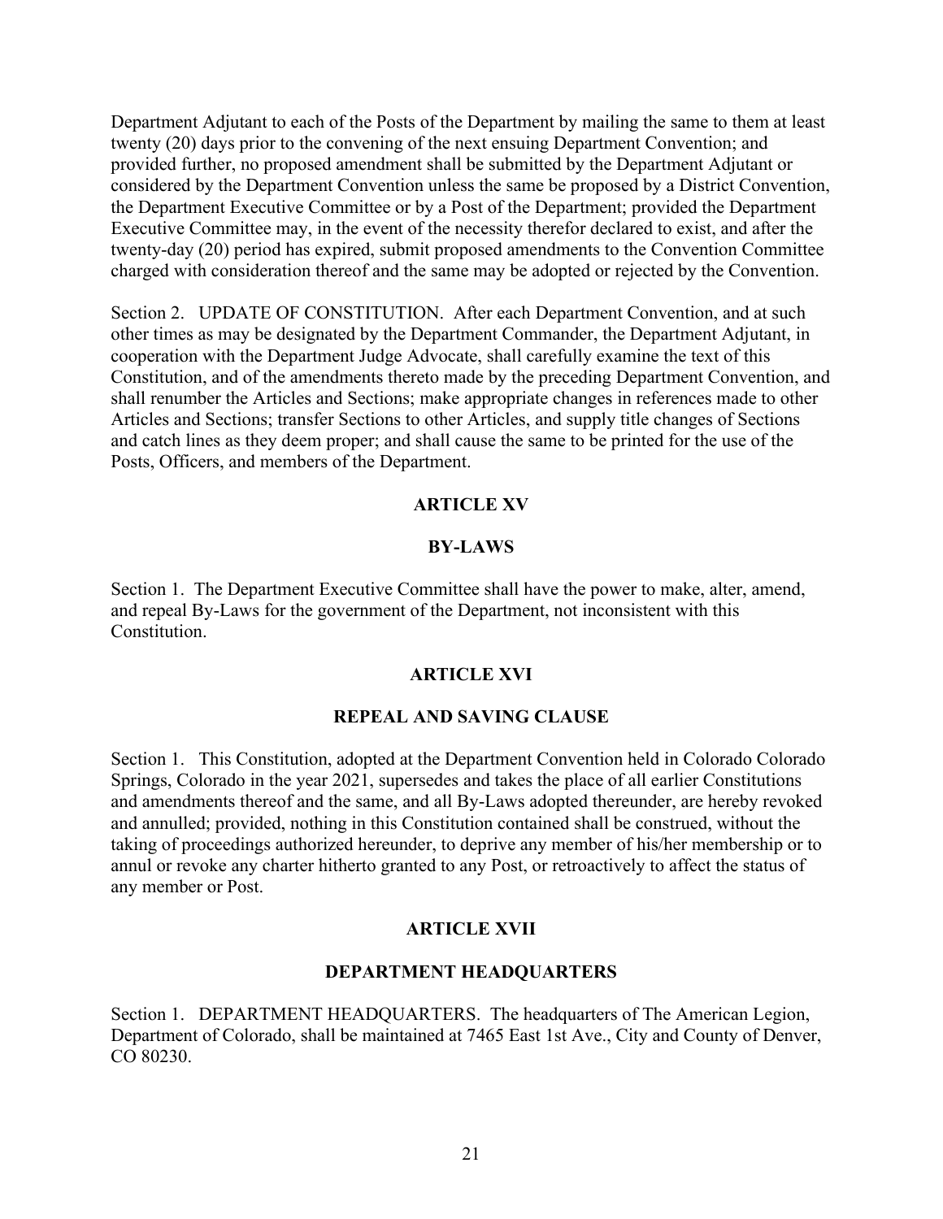Department Adjutant to each of the Posts of the Department by mailing the same to them at least twenty (20) days prior to the convening of the next ensuing Department Convention; and provided further, no proposed amendment shall be submitted by the Department Adjutant or considered by the Department Convention unless the same be proposed by a District Convention, the Department Executive Committee or by a Post of the Department; provided the Department Executive Committee may, in the event of the necessity therefor declared to exist, and after the twenty-day (20) period has expired, submit proposed amendments to the Convention Committee charged with consideration thereof and the same may be adopted or rejected by the Convention.

Section 2. UPDATE OF CONSTITUTION. After each Department Convention, and at such other times as may be designated by the Department Commander, the Department Adjutant, in cooperation with the Department Judge Advocate, shall carefully examine the text of this Constitution, and of the amendments thereto made by the preceding Department Convention, and shall renumber the Articles and Sections; make appropriate changes in references made to other Articles and Sections; transfer Sections to other Articles, and supply title changes of Sections and catch lines as they deem proper; and shall cause the same to be printed for the use of the Posts, Officers, and members of the Department.

## ARTICLE XV

## BY-LAWS

Section 1. The Department Executive Committee shall have the power to make, alter, amend, and repeal By-Laws for the government of the Department, not inconsistent with this Constitution.

## ARTICLE XVI

## REPEAL AND SAVING CLAUSE

Section 1. This Constitution, adopted at the Department Convention held in Colorado Colorado Springs, Colorado in the year 2021, supersedes and takes the place of all earlier Constitutions and amendments thereof and the same, and all By-Laws adopted thereunder, are hereby revoked and annulled; provided, nothing in this Constitution contained shall be construed, without the taking of proceedings authorized hereunder, to deprive any member of his/her membership or to annul or revoke any charter hitherto granted to any Post, or retroactively to affect the status of any member or Post.

## ARTICLE XVII

## DEPARTMENT HEADQUARTERS

Section 1. DEPARTMENT HEADQUARTERS. The headquarters of The American Legion, Department of Colorado, shall be maintained at 7465 East 1st Ave., City and County of Denver, CO 80230.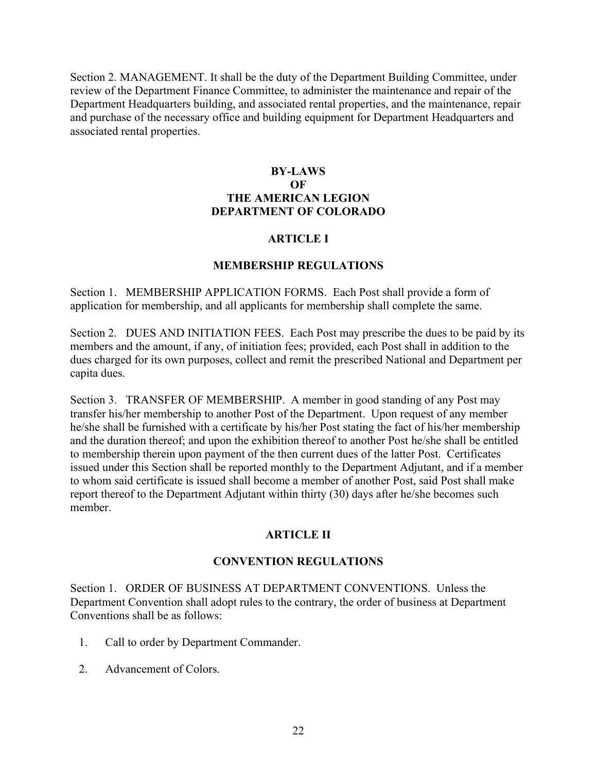Section 2. MANAGEMENT. It shall be the duty of the Department Building Committee, under review of the Department Finance Committee, to administer the maintenance and repair of the Department Headquarters building, and associated rental properties, and the maintenance, repair and purchase of the necessary office and building equipment for Department Headquarters and associated rental properties.

# BY-LAWS OF THE AMERICAN LEGION DEPARTMENT OF COLORADO

## ARTICLE I

## MEMBERSHIP REGULATIONS

Section 1. MEMBERSHIP APPLICATION FORMS. Each Post shall provide a form of application for membership, and all applicants for membership shall complete the same.

Section 2. DUES AND INITIATION FEES. Each Post may prescribe the dues to be paid by its members and the amount, if any, of initiation fees; provided, each Post shall in addition to the dues charged for its own purposes, collect and remit the prescribed National and Department per capita dues.

Section 3. TRANSFER OF MEMBERSHIP. A member in good standing of any Post may transfer his/her membership to another Post of the Department. Upon request of any member he/she shall be furnished with a certificate by his/her Post stating the fact of his/her membership and the duration thereof; and upon the exhibition thereof to another Post he/she shall be entitled to membership therein upon payment of the then current dues of the latter Post. Certificates issued under this Section shall be reported monthly to the Department Adjutant, and if a member to whom said certificate is issued shall become a member of another Post, said Post shall make report thereof to the Department Adjutant within thirty (30) days after he/she becomes such member.

## ARTICLE II

## CONVENTION REGULATIONS

Section 1. ORDER OF BUSINESS AT DEPARTMENT CONVENTIONS. Unless the Department Convention shall adopt rules to the contrary, the order of business at Department Conventions shall be as follows:

1. Call to order by Department Commander.
2. Advancement of Colors.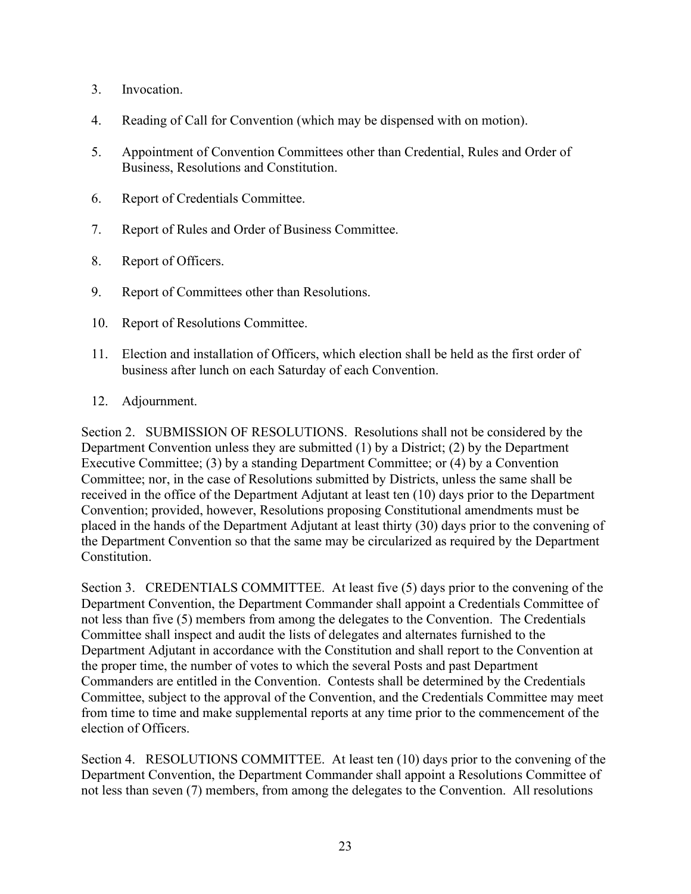3. Invocation.

4. Reading of Call for Convention (which may be dispensed with on motion).

5. Appointment of Convention Committees other than Credential, Rules and Order of Business, Resolutions and Constitution.

6. Report of Credentials Committee.

7. Report of Rules and Order of Business Committee.

8. Report of Officers.

9. Report of Committees other than Resolutions.

10. Report of Resolutions Committee.

11. Election and installation of Officers, which election shall be held as the first order of business after lunch on each Saturday of each Convention.

12. Adjournment.

Section 2. SUBMISSION OF RESOLUTIONS. Resolutions shall not be considered by the Department Convention unless they are submitted (1) by a District; (2) by the Department Executive Committee; (3) by a standing Department Committee; or (4) by a Convention Committee; nor, in the case of Resolutions submitted by Districts, unless the same shall be received in the office of the Department Adjutant at least ten (10) days prior to the Department Convention; provided, however, Resolutions proposing Constitutional amendments must be placed in the hands of the Department Adjutant at least thirty (30) days prior to the convening of the Department Convention so that the same may be circularized as required by the Department Constitution.

Section 3. CREDENTIALS COMMITTEE. At least five (5) days prior to the convening of the Department Convention, the Department Commander shall appoint a Credentials Committee of not less than five (5) members from among the delegates to the Convention. The Credentials Committee shall inspect and audit the lists of delegates and alternates furnished to the Department Adjutant in accordance with the Constitution and shall report to the Convention at the proper time, the number of votes to which the several Posts and past Department Commanders are entitled in the Convention. Contests shall be determined by the Credentials Committee, subject to the approval of the Convention, and the Credentials Committee may meet from time to time and make supplemental reports at any time prior to the commencement of the election of Officers.

Section 4. RESOLUTIONS COMMITTEE. At least ten (10) days prior to the convening of the Department Convention, the Department Commander shall appoint a Resolutions Committee of not less than seven (7) members, from among the delegates to the Convention. All resolutions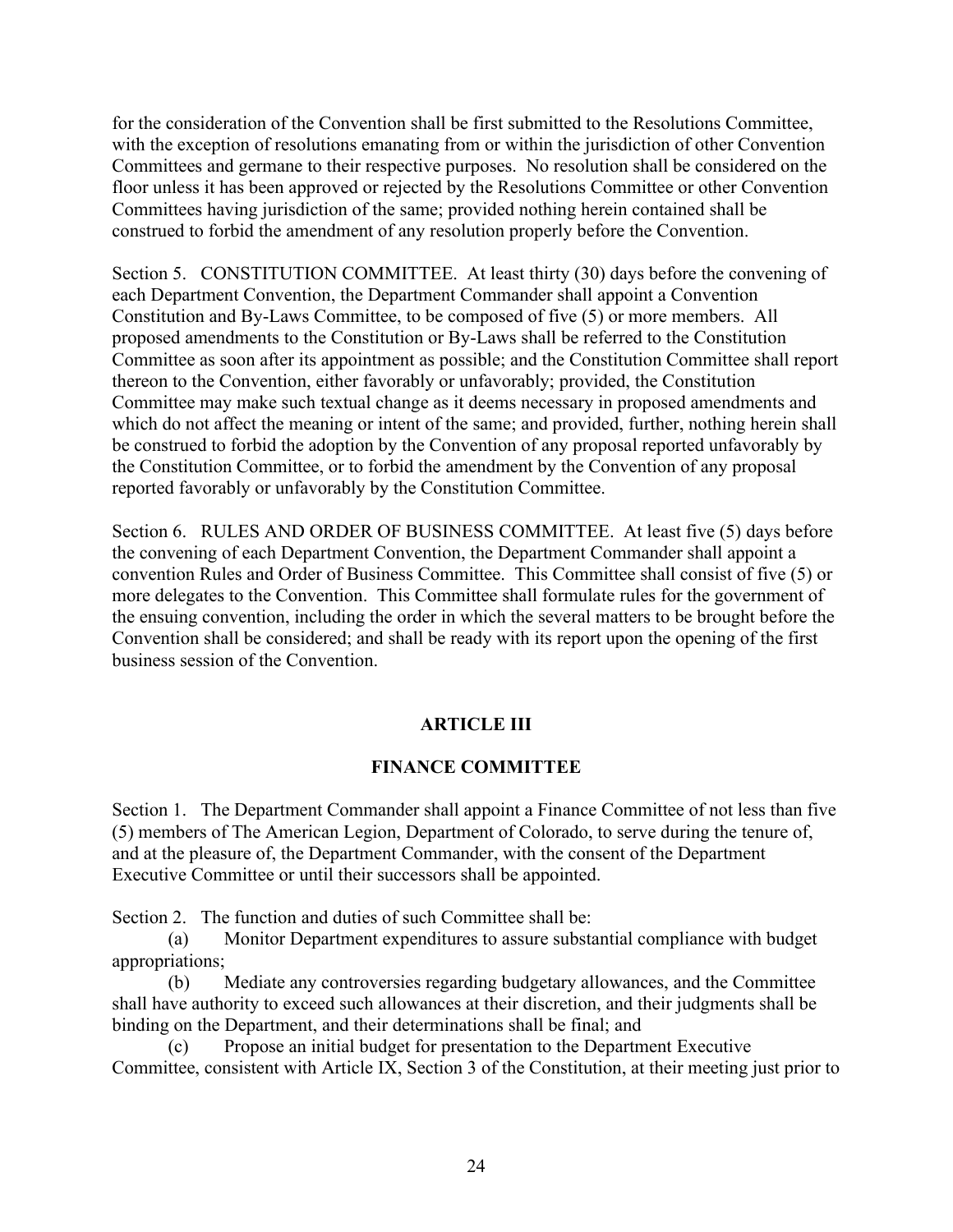for the consideration of the Convention shall be first submitted to the Resolutions Committee, with the exception of resolutions emanating from or within the jurisdiction of other Convention Committees and germane to their respective purposes. No resolution shall be considered on the floor unless it has been approved or rejected by the Resolutions Committee or other Convention Committees having jurisdiction of the same; provided nothing herein contained shall be construed to forbid the amendment of any resolution properly before the Convention.

Section 5. CONSTITUTION COMMITTEE. At least thirty (30) days before the convening of each Department Convention, the Department Commander shall appoint a Convention Constitution and By-Laws Committee, to be composed of five (5) or more members. All proposed amendments to the Constitution or By-Laws shall be referred to the Constitution Committee as soon after its appointment as possible; and the Constitution Committee shall report thereon to the Convention, either favorably or unfavorably; provided, the Constitution Committee may make such textual change as it deems necessary in proposed amendments and which do not affect the meaning or intent of the same; and provided, further, nothing herein shall be construed to forbid the adoption by the Convention of any proposal reported unfavorably by the Constitution Committee, or to forbid the amendment by the Convention of any proposal reported favorably or unfavorably by the Constitution Committee.

Section 6. RULES AND ORDER OF BUSINESS COMMITTEE. At least five (5) days before the convening of each Department Convention, the Department Commander shall appoint a convention Rules and Order of Business Committee. This Committee shall consist of five (5) or more delegates to the Convention. This Committee shall formulate rules for the government of the ensuing convention, including the order in which the several matters to be brought before the Convention shall be considered; and shall be ready with its report upon the opening of the first business session of the Convention.

## ARTICLE III

## FINANCE COMMITTEE

Section 1. The Department Commander shall appoint a Finance Committee of not less than five (5) members of The American Legion, Department of Colorado, to serve during the tenure of, and at the pleasure of, the Department Commander, with the consent of the Department Executive Committee or until their successors shall be appointed.

Section 2. The function and duties of such Committee shall be:

(a) Monitor Department expenditures to assure substantial compliance with budget appropriations;

(b) Mediate any controversies regarding budgetary allowances, and the Committee shall have authority to exceed such allowances at their discretion, and their judgments shall be binding on the Department, and their determinations shall be final; and

(c) Propose an initial budget for presentation to the Department Executive Committee, consistent with Article IX, Section 3 of the Constitution, at their meeting just prior to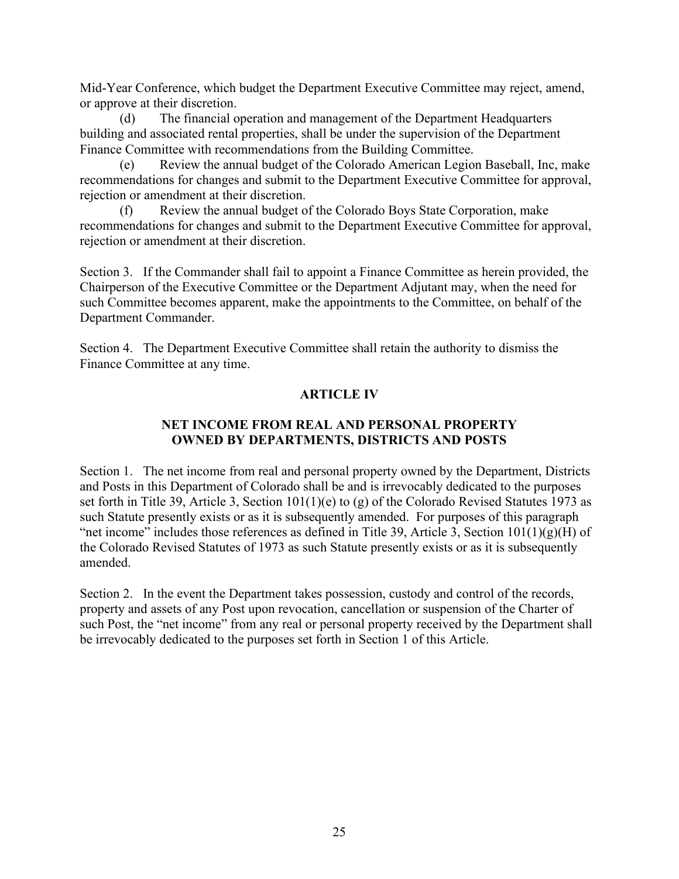Mid-Year Conference, which budget the Department Executive Committee may reject, amend, or approve at their discretion.

(d) The financial operation and management of the Department Headquarters building and associated rental properties, shall be under the supervision of the Department Finance Committee with recommendations from the Building Committee.

(e) Review the annual budget of the Colorado American Legion Baseball, Inc, make recommendations for changes and submit to the Department Executive Committee for approval, rejection or amendment at their discretion.

(f) Review the annual budget of the Colorado Boys State Corporation, make recommendations for changes and submit to the Department Executive Committee for approval, rejection or amendment at their discretion.

Section 3. If the Commander shall fail to appoint a Finance Committee as herein provided, the Chairperson of the Executive Committee or the Department Adjutant may, when the need for such Committee becomes apparent, make the appointments to the Committee, on behalf of the Department Commander.

Section 4. The Department Executive Committee shall retain the authority to dismiss the Finance Committee at any time.

## ARTICLE IV

### NET INCOME FROM REAL AND PERSONAL PROPERTY OWNED BY DEPARTMENTS, DISTRICTS AND POSTS

Section 1. The net income from real and personal property owned by the Department, Districts and Posts in this Department of Colorado shall be and is irrevocably dedicated to the purposes set forth in Title 39, Article 3, Section 101(1)(e) to (g) of the Colorado Revised Statutes 1973 as such Statute presently exists or as it is subsequently amended. For purposes of this paragraph "net income" includes those references as defined in Title 39, Article 3, Section 101(1)(g)(H) of the Colorado Revised Statutes of 1973 as such Statute presently exists or as it is subsequently amended.

Section 2. In the event the Department takes possession, custody and control of the records, property and assets of any Post upon revocation, cancellation or suspension of the Charter of such Post, the "net income" from any real or personal property received by the Department shall be irrevocably dedicated to the purposes set forth in Section 1 of this Article.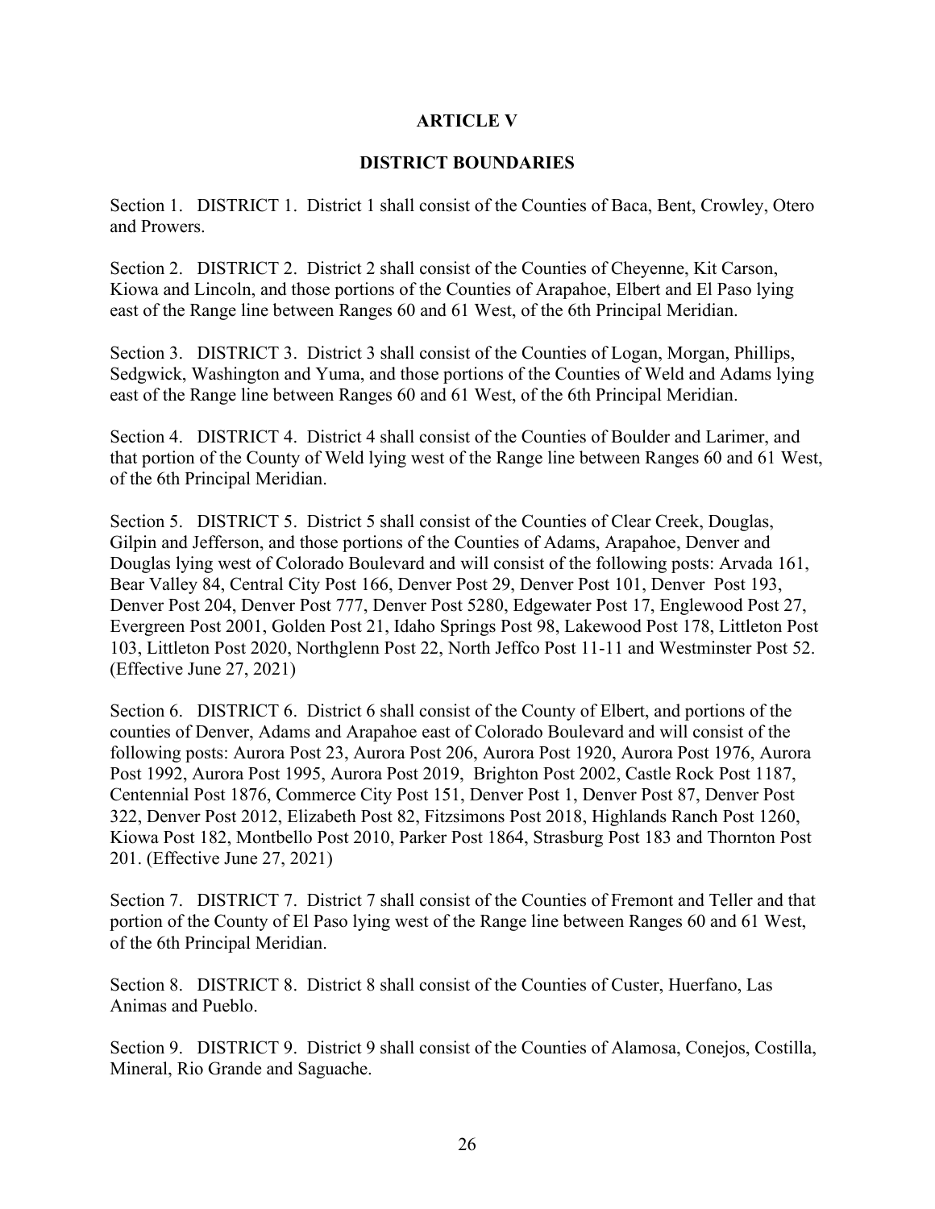# ARTICLE V

## DISTRICT BOUNDARIES

Section 1. DISTRICT 1. District 1 shall consist of the Counties of Baca, Bent, Crowley, Otero and Prowers.

Section 2. DISTRICT 2. District 2 shall consist of the Counties of Cheyenne, Kit Carson, Kiowa and Lincoln, and those portions of the Counties of Arapahoe, Elbert and El Paso lying east of the Range line between Ranges 60 and 61 West, of the 6th Principal Meridian.

Section 3. DISTRICT 3. District 3 shall consist of the Counties of Logan, Morgan, Phillips, Sedgwick, Washington and Yuma, and those portions of the Counties of Weld and Adams lying east of the Range line between Ranges 60 and 61 West, of the 6th Principal Meridian.

Section 4. DISTRICT 4. District 4 shall consist of the Counties of Boulder and Larimer, and that portion of the County of Weld lying west of the Range line between Ranges 60 and 61 West, of the 6th Principal Meridian.

Section 5. DISTRICT 5. District 5 shall consist of the Counties of Clear Creek, Douglas, Gilpin and Jefferson, and those portions of the Counties of Adams, Arapahoe, Denver and Douglas lying west of Colorado Boulevard and will consist of the following posts: Arvada 161, Bear Valley 84, Central City Post 166, Denver Post 29, Denver Post 101, Denver Post 193, Denver Post 204, Denver Post 777, Denver Post 5280, Edgewater Post 17, Englewood Post 27, Evergreen Post 2001, Golden Post 21, Idaho Springs Post 98, Lakewood Post 178, Littleton Post 103, Littleton Post 2020, Northglenn Post 22, North Jeffco Post 11-11 and Westminster Post 52. (Effective June 27, 2021)

Section 6. DISTRICT 6. District 6 shall consist of the County of Elbert, and portions of the counties of Denver, Adams and Arapahoe east of Colorado Boulevard and will consist of the following posts: Aurora Post 23, Aurora Post 206, Aurora Post 1920, Aurora Post 1976, Aurora Post 1992, Aurora Post 1995, Aurora Post 2019, Brighton Post 2002, Castle Rock Post 1187, Centennial Post 1876, Commerce City Post 151, Denver Post 1, Denver Post 87, Denver Post 322, Denver Post 2012, Elizabeth Post 82, Fitzsimons Post 2018, Highlands Ranch Post 1260, Kiowa Post 182, Montbello Post 2010, Parker Post 1864, Strasburg Post 183 and Thornton Post 201. (Effective June 27, 2021)

Section 7. DISTRICT 7. District 7 shall consist of the Counties of Fremont and Teller and that portion of the County of El Paso lying west of the Range line between Ranges 60 and 61 West, of the 6th Principal Meridian.

Section 8. DISTRICT 8. District 8 shall consist of the Counties of Custer, Huerfano, Las Animas and Pueblo.

Section 9. DISTRICT 9. District 9 shall consist of the Counties of Alamosa, Conejos, Costilla, Mineral, Rio Grande and Saguache.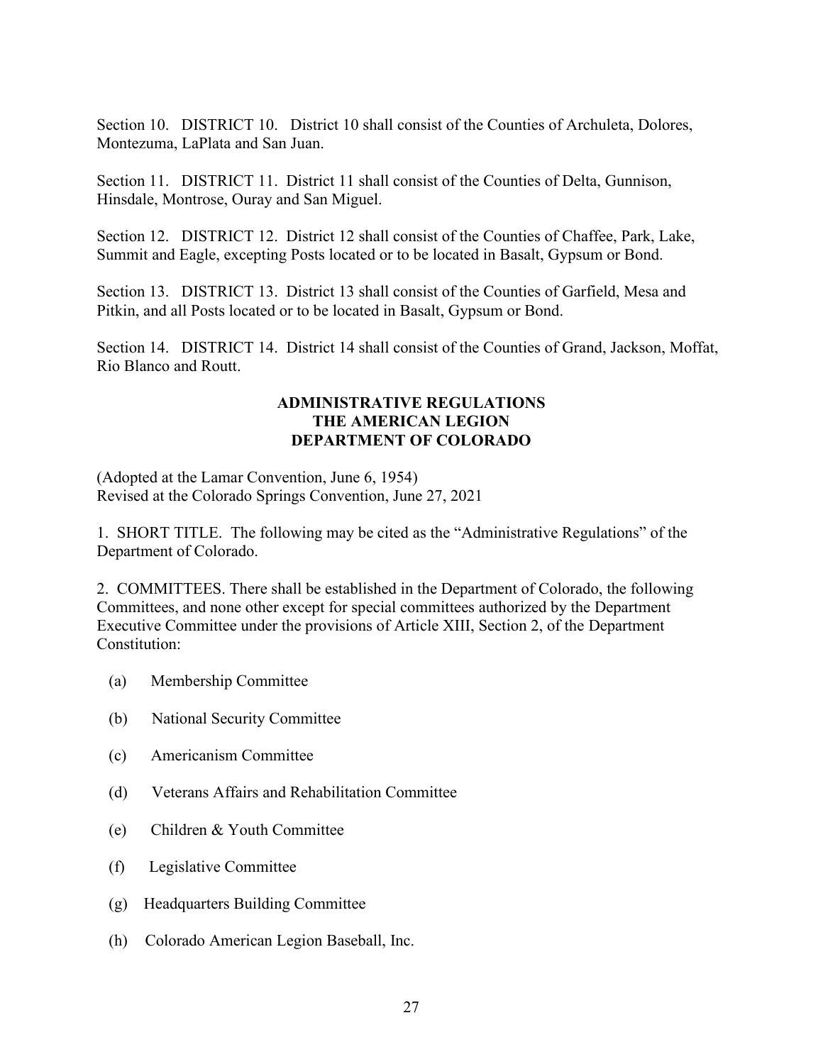Section 10. DISTRICT 10. District 10 shall consist of the Counties of Archuleta, Dolores, Montezuma, LaPlata and San Juan.

Section 11. DISTRICT 11. District 11 shall consist of the Counties of Delta, Gunnison, Hinsdale, Montrose, Ouray and San Miguel.

Section 12. DISTRICT 12. District 12 shall consist of the Counties of Chaffee, Park, Lake, Summit and Eagle, excepting Posts located or to be located in Basalt, Gypsum or Bond.

Section 13. DISTRICT 13. District 13 shall consist of the Counties of Garfield, Mesa and Pitkin, and all Posts located or to be located in Basalt, Gypsum or Bond.

Section 14. DISTRICT 14. District 14 shall consist of the Counties of Grand, Jackson, Moffat, Rio Blanco and Routt.

## ADMINISTRATIVE REGULATIONS
## THE AMERICAN LEGION
## DEPARTMENT OF COLORADO

(Adopted at the Lamar Convention, June 6, 1954)
Revised at the Colorado Springs Convention, June 27, 2021

1. SHORT TITLE. The following may be cited as the "Administrative Regulations" of the Department of Colorado.

2. COMMITTEES. There shall be established in the Department of Colorado, the following Committees, and none other except for special committees authorized by the Department Executive Committee under the provisions of Article XIII, Section 2, of the Department Constitution:

(a) Membership Committee

(b) National Security Committee

(c) Americanism Committee

(d) Veterans Affairs and Rehabilitation Committee

(e) Children & Youth Committee

(f) Legislative Committee

(g) Headquarters Building Committee

(h) Colorado American Legion Baseball, Inc.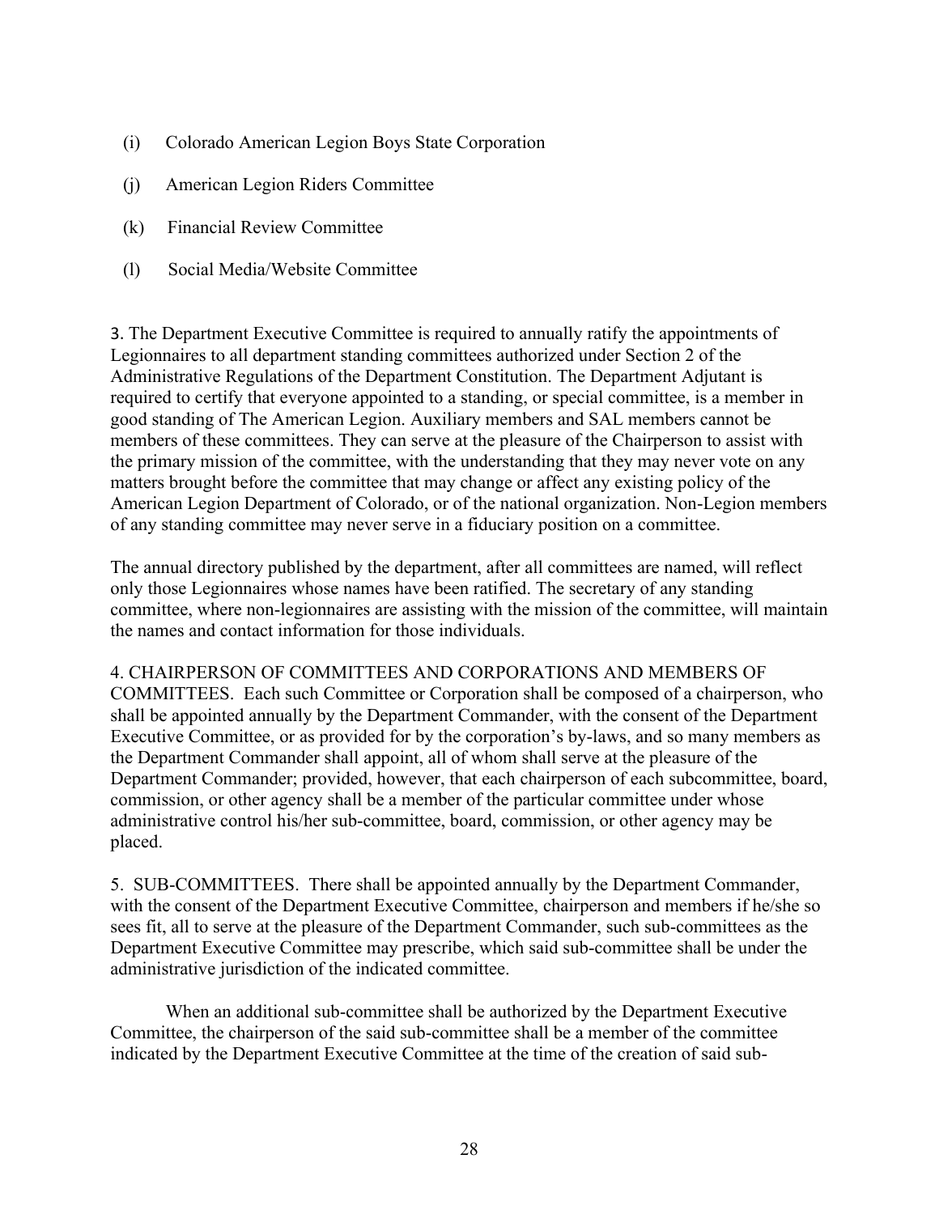(i) Colorado American Legion Boys State Corporation

(j) American Legion Riders Committee

(k) Financial Review Committee

(l) Social Media/Website Committee

3. The Department Executive Committee is required to annually ratify the appointments of Legionnaires to all department standing committees authorized under Section 2 of the Administrative Regulations of the Department Constitution. The Department Adjutant is required to certify that everyone appointed to a standing, or special committee, is a member in good standing of The American Legion. Auxiliary members and SAL members cannot be members of these committees. They can serve at the pleasure of the Chairperson to assist with the primary mission of the committee, with the understanding that they may never vote on any matters brought before the committee that may change or affect any existing policy of the American Legion Department of Colorado, or of the national organization. Non-Legion members of any standing committee may never serve in a fiduciary position on a committee.

The annual directory published by the department, after all committees are named, will reflect only those Legionnaires whose names have been ratified. The secretary of any standing committee, where non-legionnaires are assisting with the mission of the committee, will maintain the names and contact information for those individuals.

4. CHAIRPERSON OF COMMITTEES AND CORPORATIONS AND MEMBERS OF COMMITTEES. Each such Committee or Corporation shall be composed of a chairperson, who shall be appointed annually by the Department Commander, with the consent of the Department Executive Committee, or as provided for by the corporation's by-laws, and so many members as the Department Commander shall appoint, all of whom shall serve at the pleasure of the Department Commander; provided, however, that each chairperson of each subcommittee, board, commission, or other agency shall be a member of the particular committee under whose administrative control his/her sub-committee, board, commission, or other agency may be placed.

5. SUB-COMMITTEES. There shall be appointed annually by the Department Commander, with the consent of the Department Executive Committee, chairperson and members if he/she so sees fit, all to serve at the pleasure of the Department Commander, such sub-committees as the Department Executive Committee may prescribe, which said sub-committee shall be under the administrative jurisdiction of the indicated committee.

When an additional sub-committee shall be authorized by the Department Executive Committee, the chairperson of the said sub-committee shall be a member of the committee indicated by the Department Executive Committee at the time of the creation of said sub-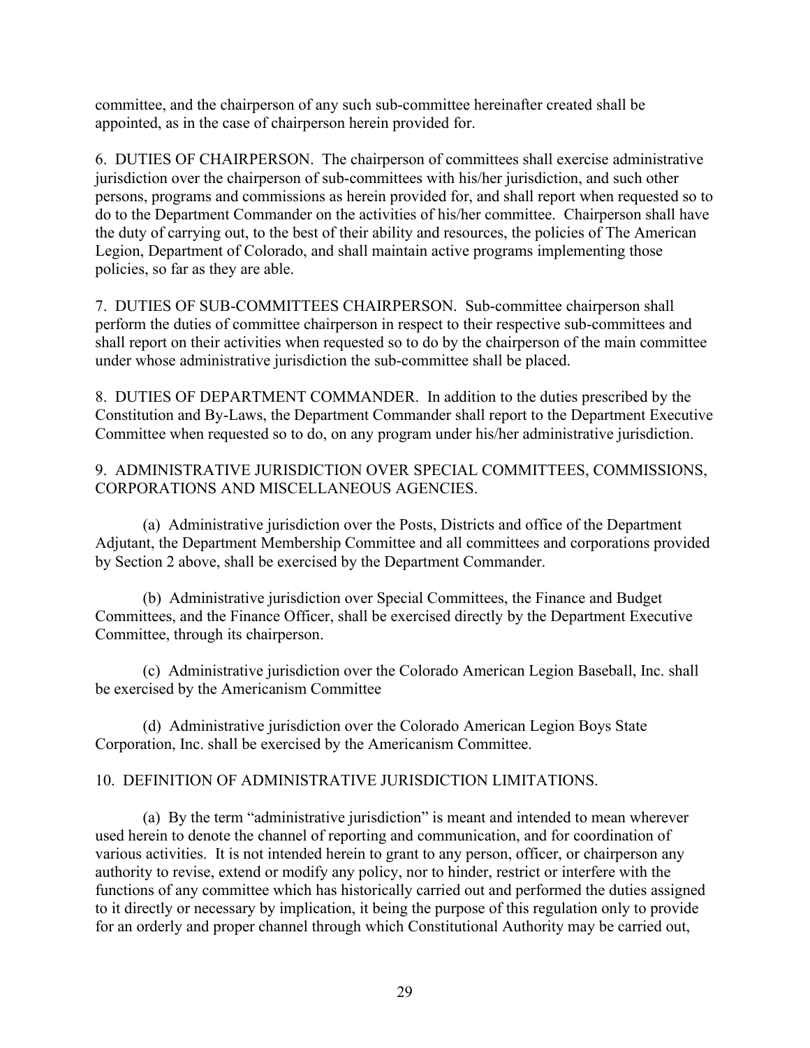committee, and the chairperson of any such sub-committee hereinafter created shall be appointed, as in the case of chairperson herein provided for.

6. DUTIES OF CHAIRPERSON. The chairperson of committees shall exercise administrative jurisdiction over the chairperson of sub-committees with his/her jurisdiction, and such other persons, programs and commissions as herein provided for, and shall report when requested so to do to the Department Commander on the activities of his/her committee. Chairperson shall have the duty of carrying out, to the best of their ability and resources, the policies of The American Legion, Department of Colorado, and shall maintain active programs implementing those policies, so far as they are able.

7. DUTIES OF SUB-COMMITTEES CHAIRPERSON. Sub-committee chairperson shall perform the duties of committee chairperson in respect to their respective sub-committees and shall report on their activities when requested so to do by the chairperson of the main committee under whose administrative jurisdiction the sub-committee shall be placed.

8. DUTIES OF DEPARTMENT COMMANDER. In addition to the duties prescribed by the Constitution and By-Laws, the Department Commander shall report to the Department Executive Committee when requested so to do, on any program under his/her administrative jurisdiction.

9. ADMINISTRATIVE JURISDICTION OVER SPECIAL COMMITTEES, COMMISSIONS, CORPORATIONS AND MISCELLANEOUS AGENCIES.

(a) Administrative jurisdiction over the Posts, Districts and office of the Department Adjutant, the Department Membership Committee and all committees and corporations provided by Section 2 above, shall be exercised by the Department Commander.

(b) Administrative jurisdiction over Special Committees, the Finance and Budget Committees, and the Finance Officer, shall be exercised directly by the Department Executive Committee, through its chairperson.

(c) Administrative jurisdiction over the Colorado American Legion Baseball, Inc. shall be exercised by the Americanism Committee

(d) Administrative jurisdiction over the Colorado American Legion Boys State Corporation, Inc. shall be exercised by the Americanism Committee.

10. DEFINITION OF ADMINISTRATIVE JURISDICTION LIMITATIONS.

(a) By the term "administrative jurisdiction" is meant and intended to mean wherever used herein to denote the channel of reporting and communication, and for coordination of various activities. It is not intended herein to grant to any person, officer, or chairperson any authority to revise, extend or modify any policy, nor to hinder, restrict or interfere with the functions of any committee which has historically carried out and performed the duties assigned to it directly or necessary by implication, it being the purpose of this regulation only to provide for an orderly and proper channel through which Constitutional Authority may be carried out,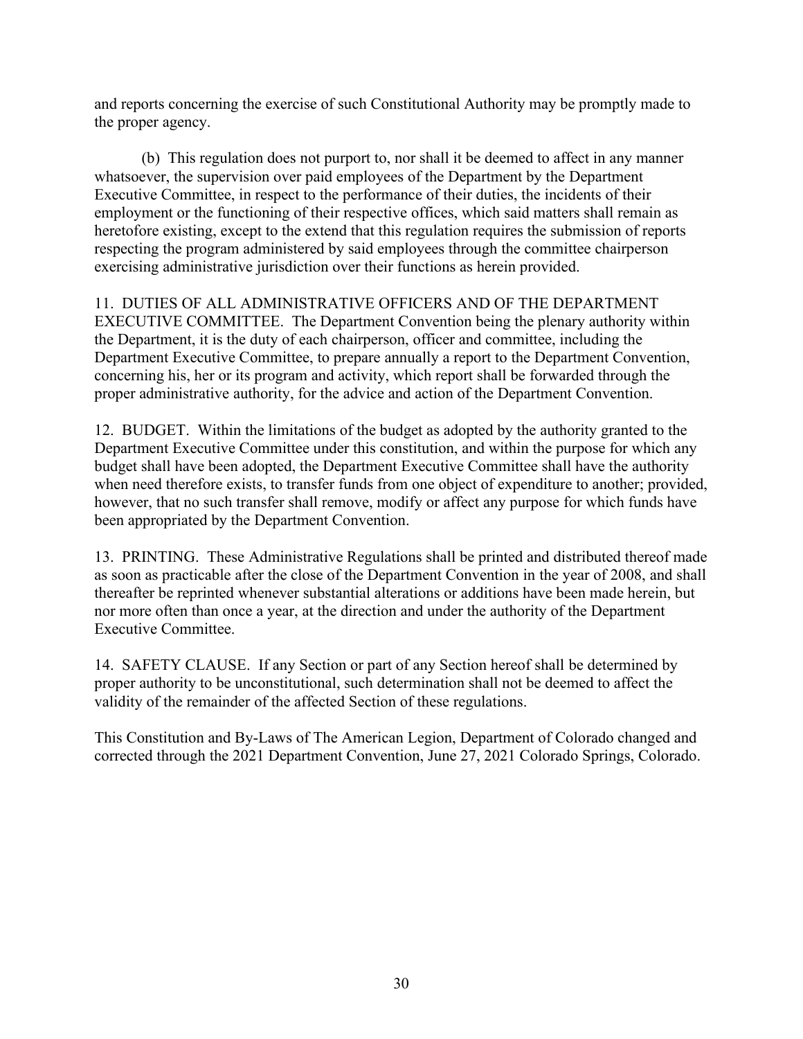and reports concerning the exercise of such Constitutional Authority may be promptly made to the proper agency.

(b) This regulation does not purport to, nor shall it be deemed to affect in any manner whatsoever, the supervision over paid employees of the Department by the Department Executive Committee, in respect to the performance of their duties, the incidents of their employment or the functioning of their respective offices, which said matters shall remain as heretofore existing, except to the extend that this regulation requires the submission of reports respecting the program administered by said employees through the committee chairperson exercising administrative jurisdiction over their functions as herein provided.

11. DUTIES OF ALL ADMINISTRATIVE OFFICERS AND OF THE DEPARTMENT EXECUTIVE COMMITTEE. The Department Convention being the plenary authority within the Department, it is the duty of each chairperson, officer and committee, including the Department Executive Committee, to prepare annually a report to the Department Convention, concerning his, her or its program and activity, which report shall be forwarded through the proper administrative authority, for the advice and action of the Department Convention.

12. BUDGET. Within the limitations of the budget as adopted by the authority granted to the Department Executive Committee under this constitution, and within the purpose for which any budget shall have been adopted, the Department Executive Committee shall have the authority when need therefore exists, to transfer funds from one object of expenditure to another; provided, however, that no such transfer shall remove, modify or affect any purpose for which funds have been appropriated by the Department Convention.

13. PRINTING. These Administrative Regulations shall be printed and distributed thereof made as soon as practicable after the close of the Department Convention in the year of 2008, and shall thereafter be reprinted whenever substantial alterations or additions have been made herein, but nor more often than once a year, at the direction and under the authority of the Department Executive Committee.

14. SAFETY CLAUSE. If any Section or part of any Section hereof shall be determined by proper authority to be unconstitutional, such determination shall not be deemed to affect the validity of the remainder of the affected Section of these regulations.

This Constitution and By-Laws of The American Legion, Department of Colorado changed and corrected through the 2021 Department Convention, June 27, 2021 Colorado Springs, Colorado.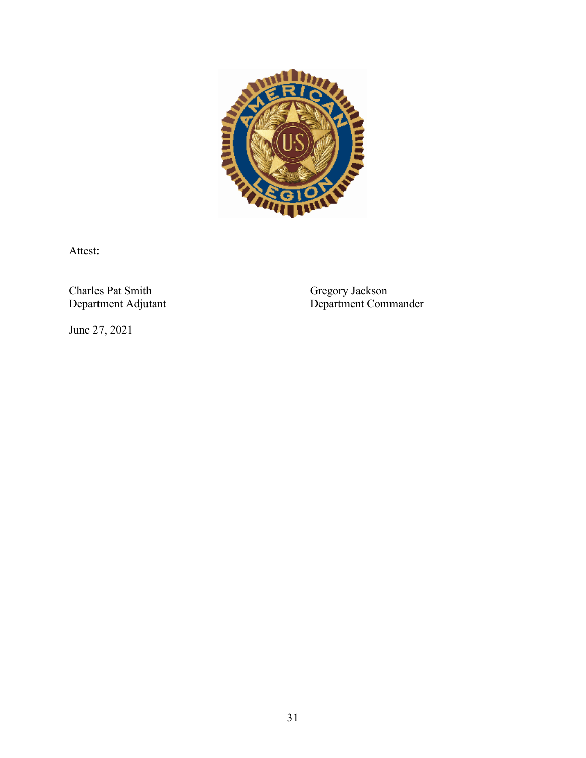Attest:

Charles Pat Smith
Department Adjutant

Gregory Jackson
Department Commander

June 27, 2021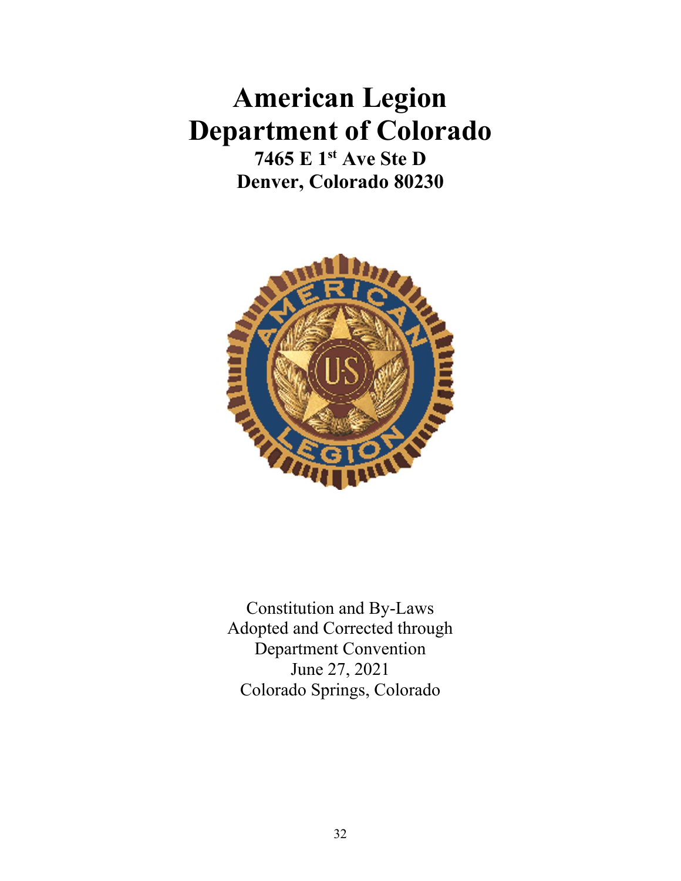# American Legion
# Department of Colorado

**7465 E 1st Ave Ste D**
**Denver, Colorado 80230**

Constitution and By-Laws
Adopted and Corrected through
Department Convention
June 27, 2021
Colorado Springs, Colorado